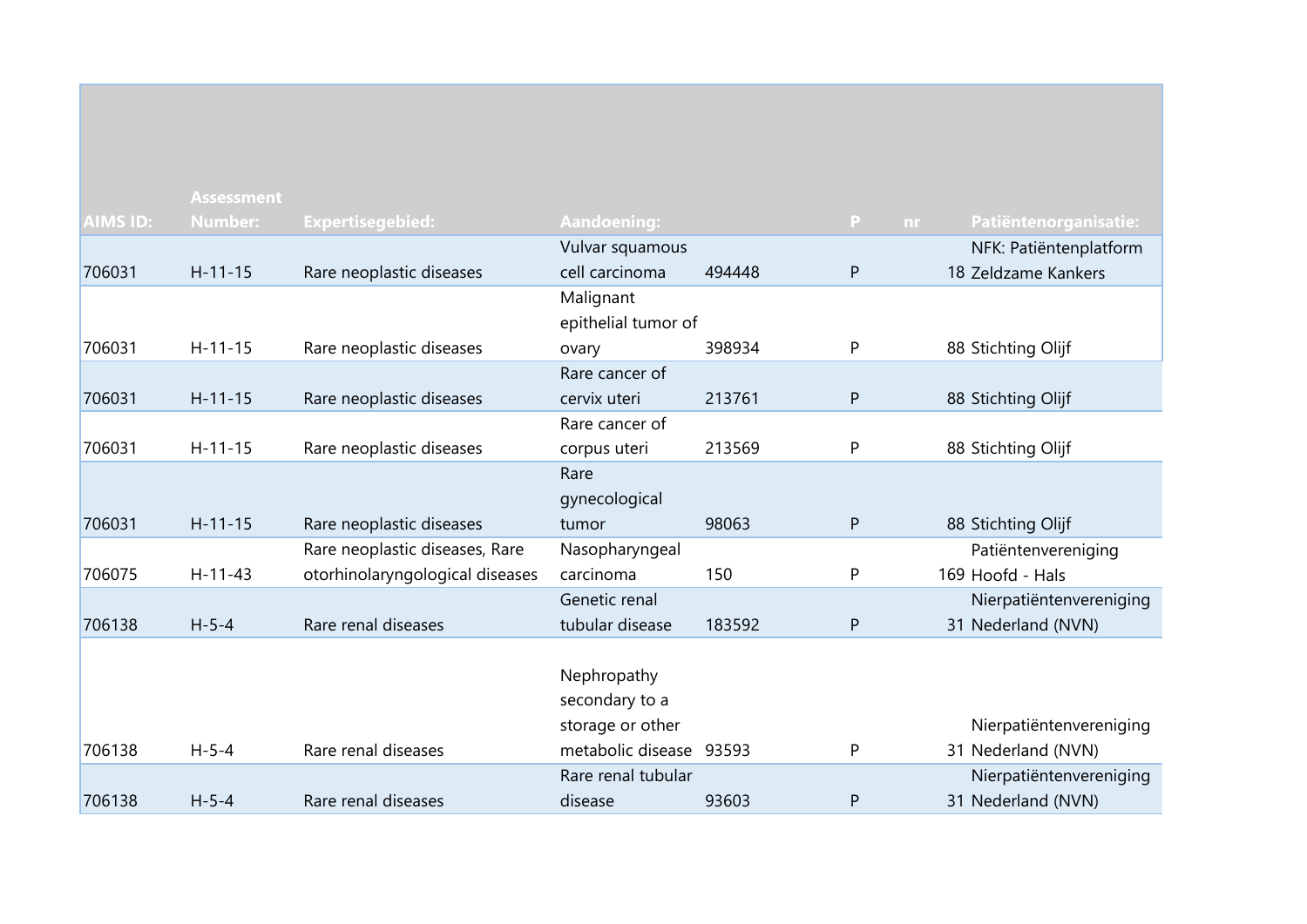| AIMS ID: | Assessment Number: | Expertisegebied: | Aandoening: | | P | nr | Patiëntenorganisatie: |
|---|---|---|---|---|---|---|---|
| 706031 | H-11-15 | Rare neoplastic diseases | Vulvar squamous cell carcinoma | 494448 | P | 18 | NFK: Patiëntenplatform Zeldzame Kankers |
| 706031 | H-11-15 | Rare neoplastic diseases | Malignant epithelial tumor of ovary | 398934 | P | 88 | Stichting Olijf |
| 706031 | H-11-15 | Rare neoplastic diseases | Rare cancer of cervix uteri | 213761 | P | 88 | Stichting Olijf |
| 706031 | H-11-15 | Rare neoplastic diseases | Rare cancer of corpus uteri | 213569 | P | 88 | Stichting Olijf |
| 706031 | H-11-15 | Rare neoplastic diseases | Rare gynecological tumor | 98063 | P | 88 | Stichting Olijf |
| 706075 | H-11-43 | Rare neoplastic diseases, Rare otorhinolaryngological diseases | Nasopharyngeal carcinoma | 150 | P | 169 | Patiëntenvereniging Hoofd - Hals |
| 706138 | H-5-4 | Rare renal diseases | Genetic renal tubular disease | 183592 | P | 31 | Nierpatiëntenvereniging Nederland (NVN) |
| 706138 | H-5-4 | Rare renal diseases | Nephropathy secondary to a storage or other metabolic disease | 93593 | P | 31 | Nierpatiëntenvereniging Nederland (NVN) |
| 706138 | H-5-4 | Rare renal diseases | Rare renal tubular disease | 93603 | P | 31 | Nierpatiëntenvereniging Nederland (NVN) |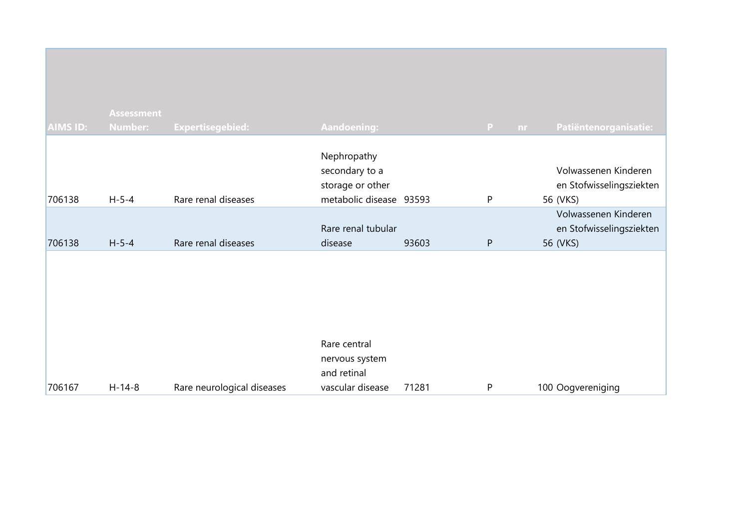| AIMS ID: | Assessment Number: | Expertisegebied: | Aandoening: | | P | nr | Patiëntenorganisatie: |
|---|---|---|---|---|---|---|---|
| 706138 | H-5-4 | Rare renal diseases | Nephropathy secondary to a storage or other metabolic disease | 93593 | P | 56 | Volwassenen Kinderen en Stofwisselingsziekten (VKS) |
| 706138 | H-5-4 | Rare renal diseases | Rare renal tubular disease | 93603 | P | 56 | Volwassenen Kinderen en Stofwisselingsziekten (VKS) |
| 706167 | H-14-8 | Rare neurological diseases | Rare central nervous system and retinal vascular disease | 71281 | P | 100 | Oogvereniging |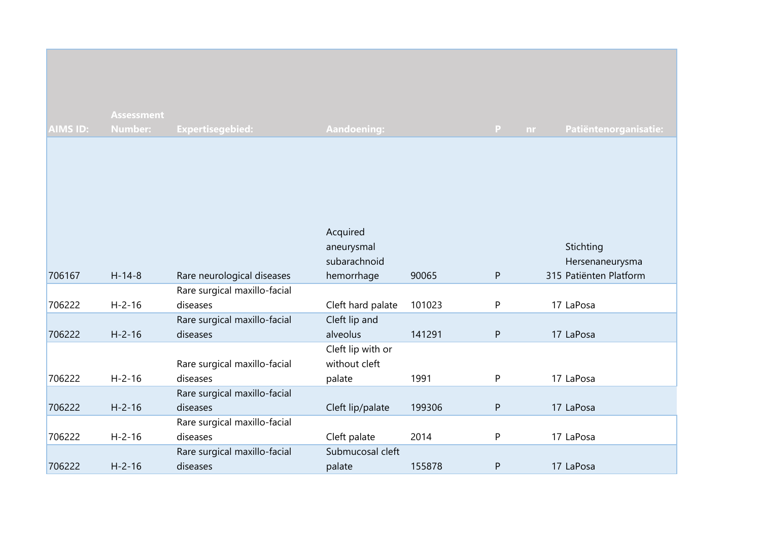| AIMS ID: | Assessment Number: | Expertisegebied: | Aandoening: | | P | nr | Patiëntenorganisatie: |
|---|---|---|---|---|---|---|---|
| 706167 | H-14-8 | Rare neurological diseases | Acquired aneurysmal subarachnoid hemorrhage | 90065 | P | 315 | Stichting Hersenaneurysma Patiënten Platform |
| 706222 | H-2-16 | Rare surgical maxillo-facial diseases | Cleft hard palate | 101023 | P | 17 | LaPosa |
| 706222 | H-2-16 | Rare surgical maxillo-facial diseases | Cleft lip and alveolus | 141291 | P | 17 | LaPosa |
| 706222 | H-2-16 | Rare surgical maxillo-facial diseases | Cleft lip with or without cleft palate | 1991 | P | 17 | LaPosa |
| 706222 | H-2-16 | Rare surgical maxillo-facial diseases | Cleft lip/palate | 199306 | P | 17 | LaPosa |
| 706222 | H-2-16 | Rare surgical maxillo-facial diseases | Cleft palate | 2014 | P | 17 | LaPosa |
| 706222 | H-2-16 | Rare surgical maxillo-facial diseases | Submucosal cleft palate | 155878 | P | 17 | LaPosa |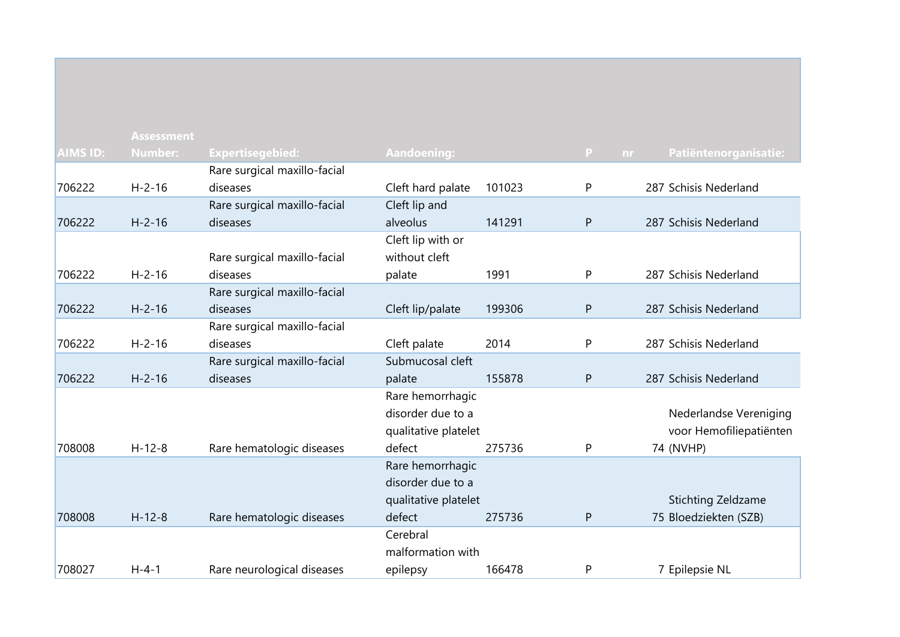| AIMS ID: | Assessment Number: | Expertisegebied: | Aandoening: | | P | nr | Patiëntenorganisatie: |
|---|---|---|---|---|---|---|---|
| 706222 | H-2-16 | Rare surgical maxillo-facial diseases | Cleft hard palate | 101023 | P | 287 | Schisis Nederland |
| 706222 | H-2-16 | Rare surgical maxillo-facial diseases | Cleft lip and alveolus | 141291 | P | 287 | Schisis Nederland |
| 706222 | H-2-16 | Rare surgical maxillo-facial diseases | Cleft lip with or without cleft palate | 1991 | P | 287 | Schisis Nederland |
| 706222 | H-2-16 | Rare surgical maxillo-facial diseases | Cleft lip/palate | 199306 | P | 287 | Schisis Nederland |
| 706222 | H-2-16 | Rare surgical maxillo-facial diseases | Cleft palate | 2014 | P | 287 | Schisis Nederland |
| 706222 | H-2-16 | Rare surgical maxillo-facial diseases | Submucosal cleft palate | 155878 | P | 287 | Schisis Nederland |
| 708008 | H-12-8 | Rare hematologic diseases | Rare hemorrhagic disorder due to a qualitative platelet defect | 275736 | P | 74 | Nederlandse Vereniging voor Hemofiliepatiënten (NVHP) |
| 708008 | H-12-8 | Rare hematologic diseases | Rare hemorrhagic disorder due to a qualitative platelet defect | 275736 | P | 75 | Stichting Zeldzame Bloedziekten (SZB) |
| 708027 | H-4-1 | Rare neurological diseases | Cerebral malformation with epilepsy | 166478 | P | 7 | Epilepsie NL |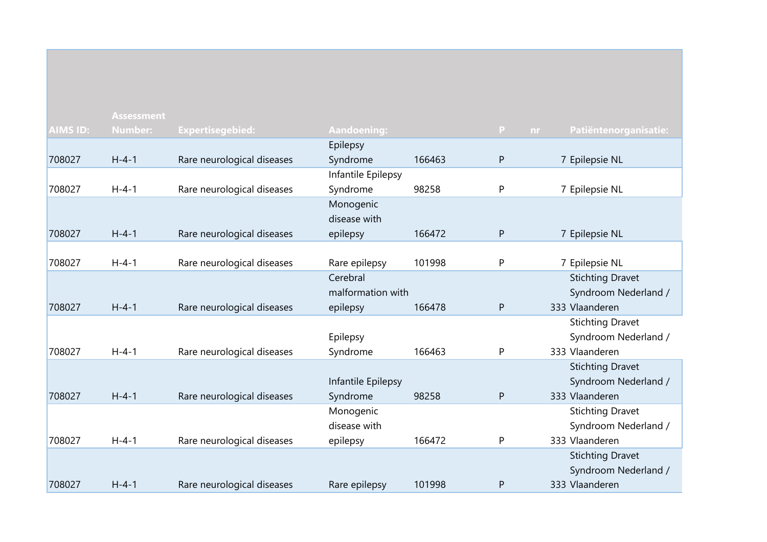| AIMS ID: | Assessment Number: | Expertisegebied: | Aandoening: | | P | nr | Patiëntenorganisatie: |
|---|---|---|---|---|---|---|---|
| 708027 | H-4-1 | Rare neurological diseases | Epilepsy Syndrome | 166463 | P | 7 | Epilepsie NL |
| 708027 | H-4-1 | Rare neurological diseases | Infantile Epilepsy Syndrome | 98258 | P | 7 | Epilepsie NL |
| 708027 | H-4-1 | Rare neurological diseases | Monogenic disease with epilepsy | 166472 | P | 7 | Epilepsie NL |
| 708027 | H-4-1 | Rare neurological diseases | Rare epilepsy | 101998 | P | 7 | Epilepsie NL |
| 708027 | H-4-1 | Rare neurological diseases | Cerebral malformation with epilepsy | 166478 | P | 333 | Stichting Dravet Syndroom Nederland / Vlaanderen |
| 708027 | H-4-1 | Rare neurological diseases | Epilepsy Syndrome | 166463 | P | 333 | Stichting Dravet Syndroom Nederland / Vlaanderen |
| 708027 | H-4-1 | Rare neurological diseases | Infantile Epilepsy Syndrome | 98258 | P | 333 | Stichting Dravet Syndroom Nederland / Vlaanderen |
| 708027 | H-4-1 | Rare neurological diseases | Monogenic disease with epilepsy | 166472 | P | 333 | Stichting Dravet Syndroom Nederland / Vlaanderen |
| 708027 | H-4-1 | Rare neurological diseases | Rare epilepsy | 101998 | P | 333 | Stichting Dravet Syndroom Nederland / Vlaanderen |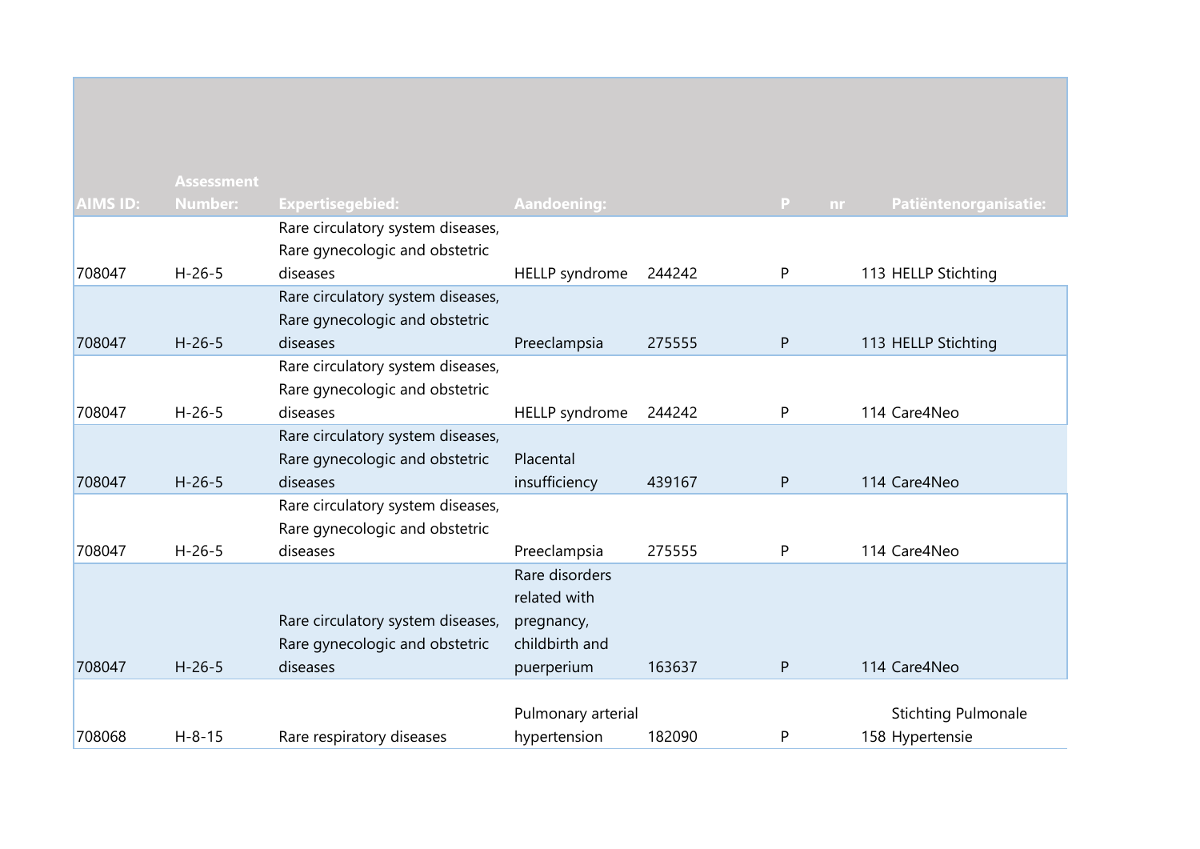| AIMS ID: | Assessment Number: | Expertisegebied: | Aandoening: | | P | nr | Patiëntenorganisatie: |
|---|---|---|---|---|---|---|---|
| 708047 | H-26-5 | Rare circulatory system diseases, Rare gynecologic and obstetric diseases | HELLP syndrome | 244242 | P | 113 | HELLP Stichting |
| 708047 | H-26-5 | Rare circulatory system diseases, Rare gynecologic and obstetric diseases | Preeclampsia | 275555 | P | 113 | HELLP Stichting |
| 708047 | H-26-5 | Rare circulatory system diseases, Rare gynecologic and obstetric diseases | HELLP syndrome | 244242 | P | 114 | Care4Neo |
| 708047 | H-26-5 | Rare circulatory system diseases, Rare gynecologic and obstetric diseases | Placental insufficiency | 439167 | P | 114 | Care4Neo |
| 708047 | H-26-5 | Rare circulatory system diseases, Rare gynecologic and obstetric diseases | Preeclampsia | 275555 | P | 114 | Care4Neo |
| 708047 | H-26-5 | Rare circulatory system diseases, Rare gynecologic and obstetric diseases | Rare disorders related with pregnancy, childbirth and puerperium | 163637 | P | 114 | Care4Neo |
| 708068 | H-8-15 | Rare respiratory diseases | Pulmonary arterial hypertension | 182090 | P | 158 | Stichting Pulmonale Hypertensie |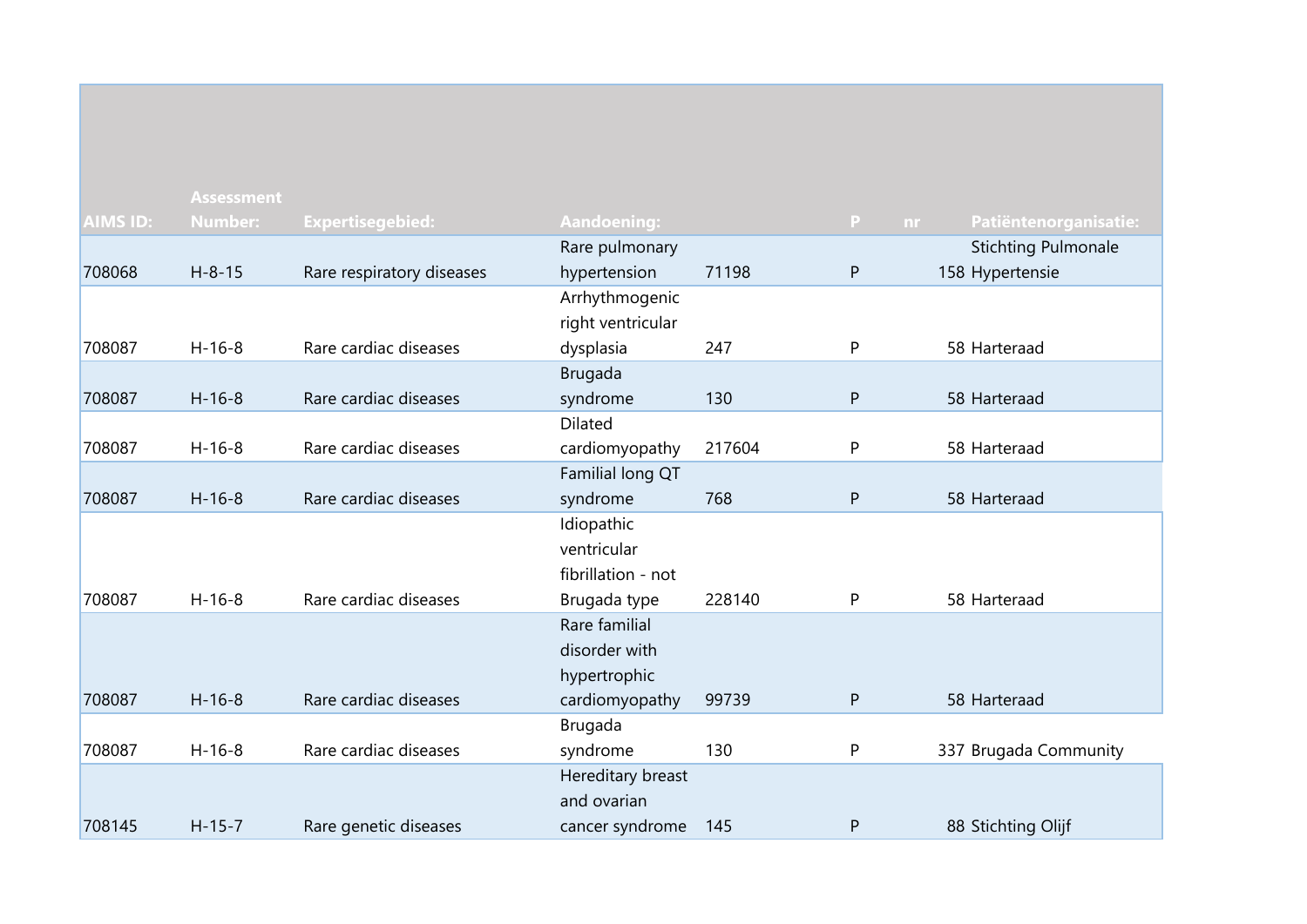| AIMS ID: | Assessment Number: | Expertisegebied: | Aandoening: | | P | nr | Patiëntenorganisatie: |
|---|---|---|---|---|---|---|---|
| 708068 | H-8-15 | Rare respiratory diseases | Rare pulmonary hypertension | 71198 | P | 158 | Stichting Pulmonale Hypertensie |
| 708087 | H-16-8 | Rare cardiac diseases | Arrhythmogenic right ventricular dysplasia | 247 | P | 58 | Harteraad |
| 708087 | H-16-8 | Rare cardiac diseases | Brugada syndrome | 130 | P | 58 | Harteraad |
| 708087 | H-16-8 | Rare cardiac diseases | Dilated cardiomyopathy | 217604 | P | 58 | Harteraad |
| 708087 | H-16-8 | Rare cardiac diseases | Familial long QT syndrome | 768 | P | 58 | Harteraad |
| 708087 | H-16-8 | Rare cardiac diseases | Idiopathic ventricular fibrillation - not Brugada type | 228140 | P | 58 | Harteraad |
| 708087 | H-16-8 | Rare cardiac diseases | Rare familial disorder with hypertrophic cardiomyopathy | 99739 | P | 58 | Harteraad |
| 708087 | H-16-8 | Rare cardiac diseases | Brugada syndrome | 130 | P | 337 | Brugada Community |
| 708145 | H-15-7 | Rare genetic diseases | Hereditary breast and ovarian cancer syndrome | 145 | P | 88 | Stichting Olijf |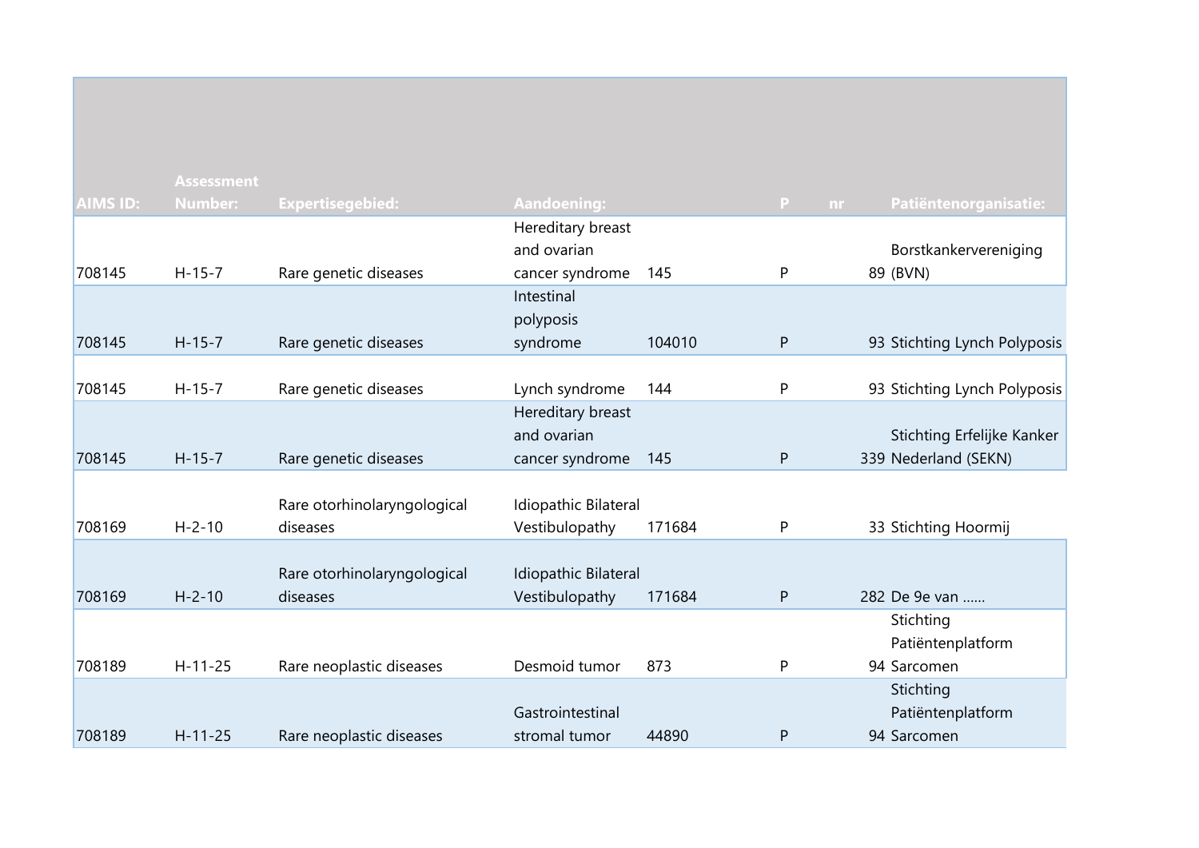| AIMS ID: | Assessment Number: | Expertisegebied: | Aandoening: | | P | nr | Patiëntenorganisatie: |
|---|---|---|---|---|---|---|---|
| 708145 | H-15-7 | Rare genetic diseases | Hereditary breast and ovarian cancer syndrome | 145 | P | 89 | Borstkankervereniging (BVN) |
| 708145 | H-15-7 | Rare genetic diseases | Intestinal polyposis syndrome | 104010 | P | 93 | Stichting Lynch Polyposis |
| 708145 | H-15-7 | Rare genetic diseases | Lynch syndrome | 144 | P | 93 | Stichting Lynch Polyposis |
| 708145 | H-15-7 | Rare genetic diseases | Hereditary breast and ovarian cancer syndrome | 145 | P | 339 | Stichting Erfelijke Kanker Nederland (SEKN) |
| 708169 | H-2-10 | Rare otorhinolaryngological diseases | Idiopathic Bilateral Vestibulopathy | 171684 | P | 33 | Stichting Hoormij |
| 708169 | H-2-10 | Rare otorhinolaryngological diseases | Idiopathic Bilateral Vestibulopathy | 171684 | P | 282 | De 9e van …… |
| 708189 | H-11-25 | Rare neoplastic diseases | Desmoid tumor | 873 | P | 94 | Stichting Patiëntenplatform Sarcomen |
| 708189 | H-11-25 | Rare neoplastic diseases | Gastrointestinal stromal tumor | 44890 | P | 94 | Stichting Patiëntenplatform Sarcomen |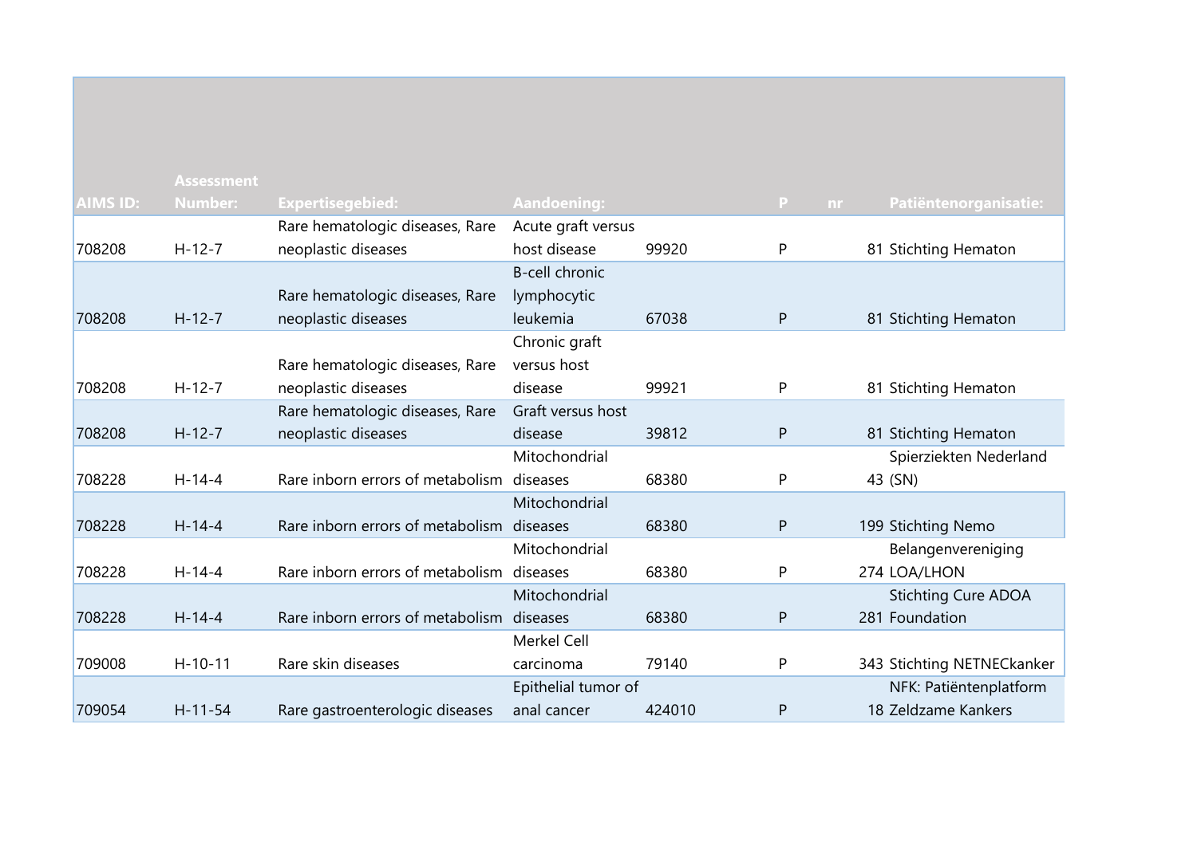| AIMS ID: | Assessment Number: | Expertisegebied: | Aandoening: | | P | nr | Patiëntenorganisatie: |
|---|---|---|---|---|---|---|---|
| 708208 | H-12-7 | Rare hematologic diseases, Rare neoplastic diseases | Acute graft versus host disease | 99920 | P | 81 | Stichting Hematon |
| 708208 | H-12-7 | Rare hematologic diseases, Rare neoplastic diseases | B-cell chronic lymphocytic leukemia | 67038 | P | 81 | Stichting Hematon |
| 708208 | H-12-7 | Rare hematologic diseases, Rare neoplastic diseases | Chronic graft versus host disease | 99921 | P | 81 | Stichting Hematon |
| 708208 | H-12-7 | Rare hematologic diseases, Rare neoplastic diseases | Graft versus host disease | 39812 | P | 81 | Stichting Hematon |
| 708228 | H-14-4 | Rare inborn errors of metabolism | Mitochondrial diseases | 68380 | P | 43 | Spierziekten Nederland (SN) |
| 708228 | H-14-4 | Rare inborn errors of metabolism | Mitochondrial diseases | 68380 | P | 199 | Stichting Nemo |
| 708228 | H-14-4 | Rare inborn errors of metabolism | Mitochondrial diseases | 68380 | P | 274 | Belangenvereniging LOA/LHON |
| 708228 | H-14-4 | Rare inborn errors of metabolism | Mitochondrial diseases | 68380 | P | 281 | Stichting Cure ADOA Foundation |
| 709008 | H-10-11 | Rare skin diseases | Merkel Cell carcinoma | 79140 | P | 343 | Stichting NETNECkanker |
| 709054 | H-11-54 | Rare gastroenterologic diseases | Epithelial tumor of anal cancer | 424010 | P | 18 | NFK: Patiëntenplatform Zeldzame Kankers |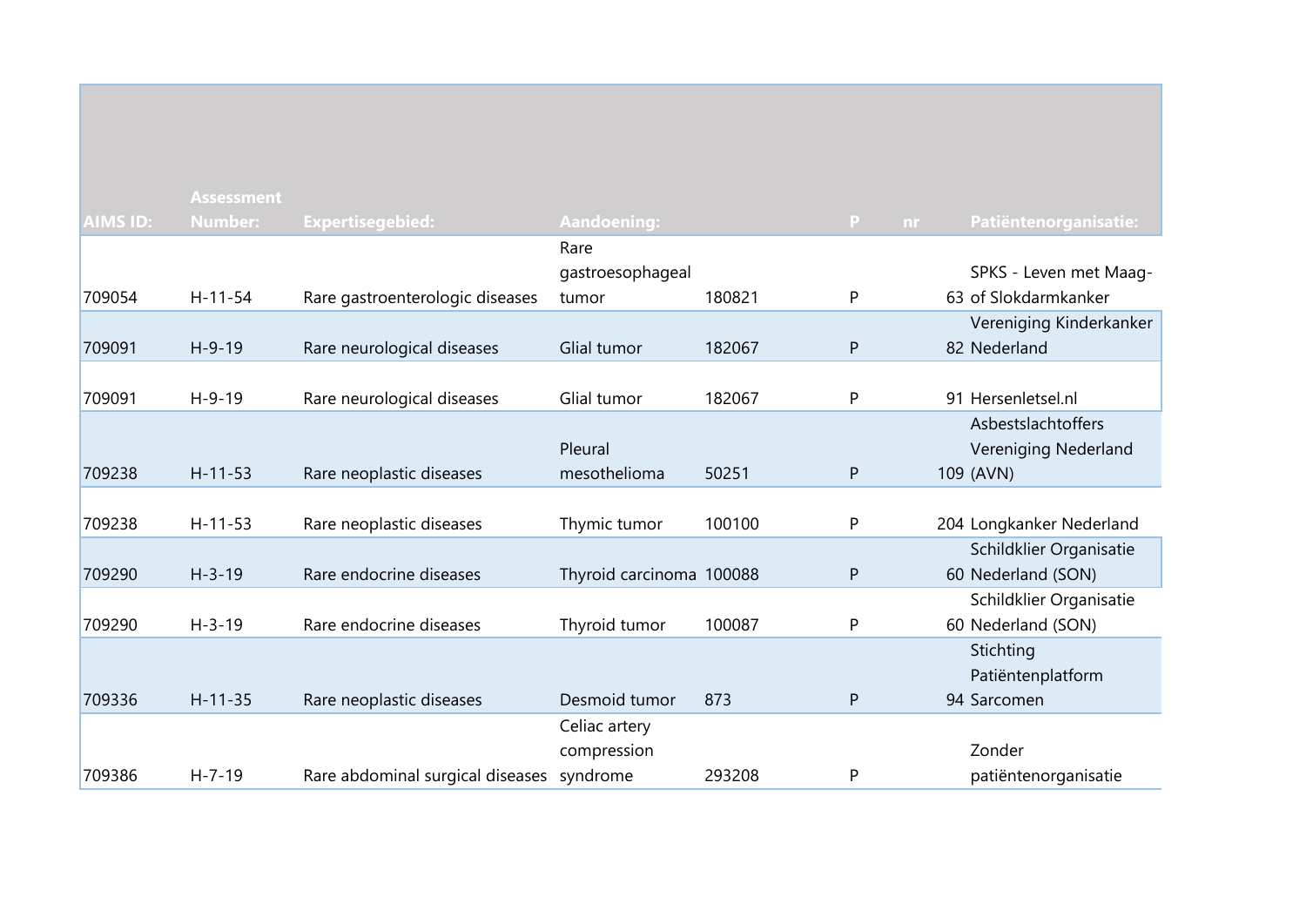| AIMS ID: | Assessment Number: | Expertisegebied: | Aandoening: | | P | nr | Patiëntenorganisatie: |
|---|---|---|---|---|---|---|---|
| 709054 | H-11-54 | Rare gastroenterologic diseases | Rare gastroesophageal tumor | 180821 | P | 63 | SPKS - Leven met Maag- of Slokdarmkanker |
| 709091 | H-9-19 | Rare neurological diseases | Glial tumor | 182067 | P | 82 | Vereniging Kinderkanker Nederland |
| 709091 | H-9-19 | Rare neurological diseases | Glial tumor | 182067 | P | 91 | Hersenletsel.nl |
| 709238 | H-11-53 | Rare neoplastic diseases | Pleural mesothelioma | 50251 | P | 109 | Asbestslachtoffers Vereniging Nederland (AVN) |
| 709238 | H-11-53 | Rare neoplastic diseases | Thymic tumor | 100100 | P | 204 | Longkanker Nederland |
| 709290 | H-3-19 | Rare endocrine diseases | Thyroid carcinoma | 100088 | P | 60 | Schildklier Organisatie Nederland (SON) |
| 709290 | H-3-19 | Rare endocrine diseases | Thyroid tumor | 100087 | P | 60 | Schildklier Organisatie Nederland (SON) |
| 709336 | H-11-35 | Rare neoplastic diseases | Desmoid tumor | 873 | P | 94 | Stichting Patiëntenplatform Sarcomen |
| 709386 | H-7-19 | Rare abdominal surgical diseases | Celiac artery compression syndrome | 293208 | P | | Zonder patiëntenorganisatie |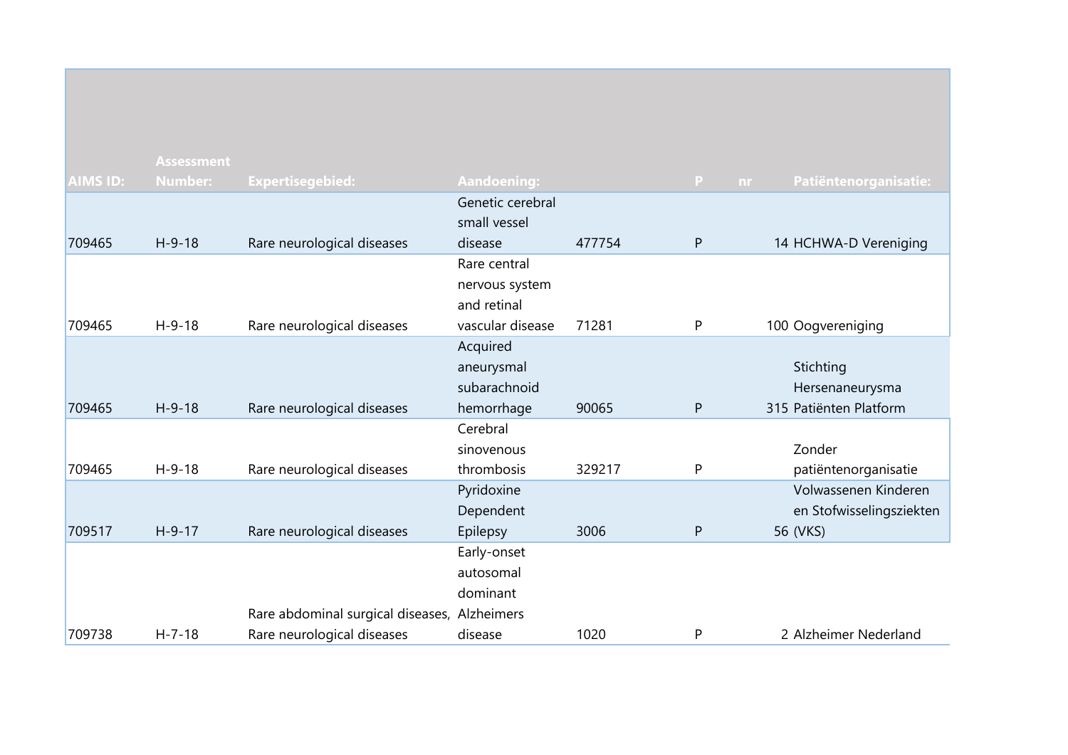| AIMS ID: | Assessment Number: | Expertisegebied: | Aandoening: | | P | nr | Patiëntenorganisatie: |
|---|---|---|---|---|---|---|---|
| 709465 | H-9-18 | Rare neurological diseases | Genetic cerebral small vessel disease | 477754 | P | 14 | HCHWA-D Vereniging |
| 709465 | H-9-18 | Rare neurological diseases | Rare central nervous system and retinal vascular disease | 71281 | P | 100 | Oogvereniging |
| 709465 | H-9-18 | Rare neurological diseases | Acquired aneurysmal subarachnoid hemorrhage | 90065 | P | 315 | Stichting Hersenaneurysma Patiënten Platform |
| 709465 | H-9-18 | Rare neurological diseases | Cerebral sinovenous thrombosis | 329217 | P | | Zonder patiëntenorganisatie |
| 709517 | H-9-17 | Rare neurological diseases | Pyridoxine Dependent Epilepsy | 3006 | P | 56 | Volwassenen Kinderen en Stofwisselingsziekten (VKS) |
| 709738 | H-7-18 | Rare abdominal surgical diseases, Rare neurological diseases | Early-onset autosomal dominant Alzheimers disease | 1020 | P | 2 | Alzheimer Nederland |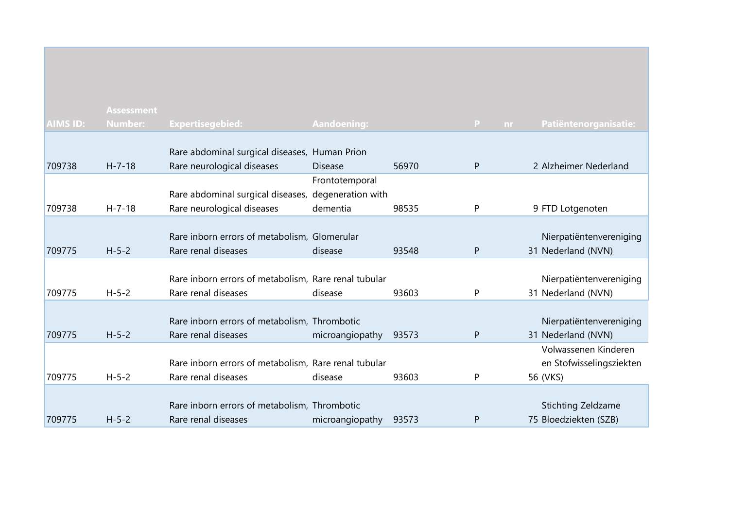| AIMS ID: | Assessment Number: | Expertisegebied: | Aandoening: | | P | nr | Patiëntenorganisatie: |
|---|---|---|---|---|---|---|---|
| 709738 | H-7-18 | Rare abdominal surgical diseases, Rare neurological diseases | Human Prion Disease | 56970 | P | 2 | Alzheimer Nederland |
| 709738 | H-7-18 | Rare abdominal surgical diseases, Rare neurological diseases | Frontotemporal degeneration with dementia | 98535 | P | 9 | FTD Lotgenoten |
| 709775 | H-5-2 | Rare inborn errors of metabolism, Rare renal diseases | Glomerular disease | 93548 | P | 31 | Nierpatiëntenvereniging Nederland (NVN) |
| 709775 | H-5-2 | Rare inborn errors of metabolism, Rare renal diseases | Rare renal tubular disease | 93603 | P | 31 | Nierpatiëntenvereniging Nederland (NVN) |
| 709775 | H-5-2 | Rare inborn errors of metabolism, Rare renal diseases | Thrombotic microangiopathy | 93573 | P | 31 | Nierpatiëntenvereniging Nederland (NVN) |
| 709775 | H-5-2 | Rare inborn errors of metabolism, Rare renal diseases | Rare renal tubular disease | 93603 | P | 56 | Volwassenen Kinderen en Stofwisselingsziekten (VKS) |
| 709775 | H-5-2 | Rare inborn errors of metabolism, Rare renal diseases | Thrombotic microangiopathy | 93573 | P | 75 | Stichting Zeldzame Bloedziekten (SZB) |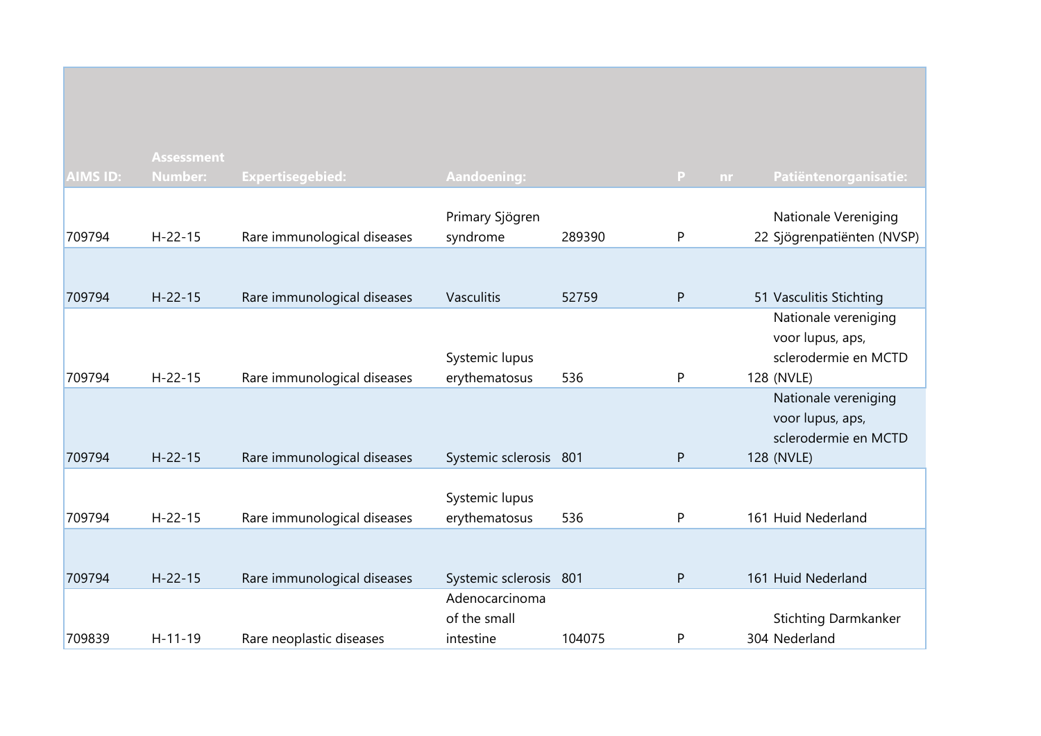| AIMS ID: | Assessment Number: | Expertisegebied: | Aandoening: | | P | nr | Patiëntenorganisatie: |
|---|---|---|---|---|---|---|---|
| 709794 | H-22-15 | Rare immunological diseases | Primary Sjögren syndrome | 289390 | P | 22 | Nationale Vereniging Sjögrenpatiënten (NVSP) |
| 709794 | H-22-15 | Rare immunological diseases | Vasculitis | 52759 | P | 51 | Vasculitis Stichting |
| 709794 | H-22-15 | Rare immunological diseases | Systemic lupus erythematosus | 536 | P | 128 | Nationale vereniging voor lupus, aps, sclerodermie en MCTD (NVLE) |
| 709794 | H-22-15 | Rare immunological diseases | Systemic sclerosis | 801 | P | 128 | Nationale vereniging voor lupus, aps, sclerodermie en MCTD (NVLE) |
| 709794 | H-22-15 | Rare immunological diseases | Systemic lupus erythematosus | 536 | P | 161 | Huid Nederland |
| 709794 | H-22-15 | Rare immunological diseases | Systemic sclerosis | 801 | P | 161 | Huid Nederland |
| 709839 | H-11-19 | Rare neoplastic diseases | Adenocarcinoma of the small intestine | 104075 | P | 304 | Stichting Darmkanker Nederland |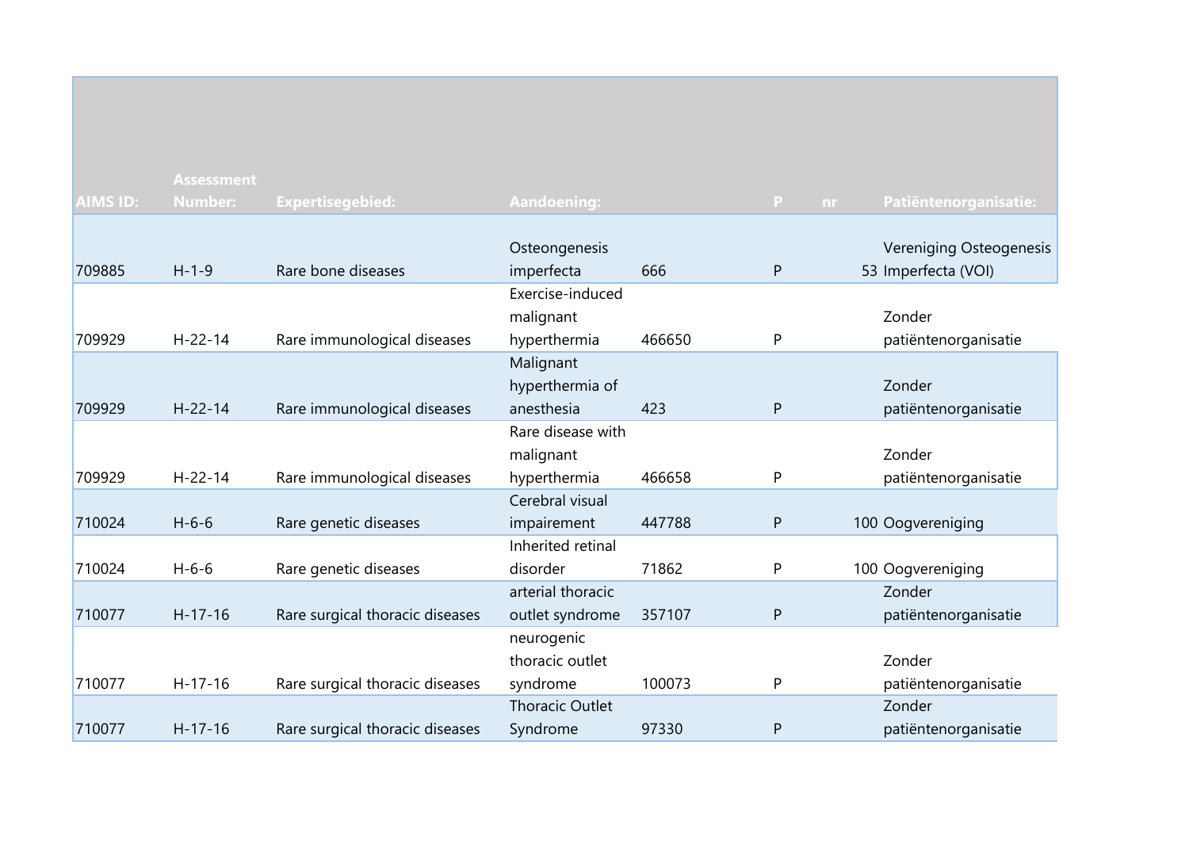| AIMS ID: | Assessment Number: | Expertisegebied: | Aandoening: | | P | nr | Patiëntenorganisatie: |
|---|---|---|---|---|---|---|---|
| 709885 | H-1-9 | Rare bone diseases | Osteongenesis imperfecta | 666 | P | 53 | Vereniging Osteogenesis Imperfecta (VOI) |
| 709929 | H-22-14 | Rare immunological diseases | Exercise-induced malignant hyperthermia | 466650 | P | | Zonder patiëntenorganisatie |
| 709929 | H-22-14 | Rare immunological diseases | Malignant hyperthermia of anesthesia | 423 | P | | Zonder patiëntenorganisatie |
| 709929 | H-22-14 | Rare immunological diseases | Rare disease with malignant hyperthermia | 466658 | P | | Zonder patiëntenorganisatie |
| 710024 | H-6-6 | Rare genetic diseases | Cerebral visual impairement | 447788 | P | 100 | Oogvereniging |
| 710024 | H-6-6 | Rare genetic diseases | Inherited retinal disorder | 71862 | P | 100 | Oogvereniging |
| 710077 | H-17-16 | Rare surgical thoracic diseases | arterial thoracic outlet syndrome | 357107 | P | | Zonder patiëntenorganisatie |
| 710077 | H-17-16 | Rare surgical thoracic diseases | neurogenic thoracic outlet syndrome | 100073 | P | | Zonder patiëntenorganisatie |
| 710077 | H-17-16 | Rare surgical thoracic diseases | Thoracic Outlet Syndrome | 97330 | P | | Zonder patiëntenorganisatie |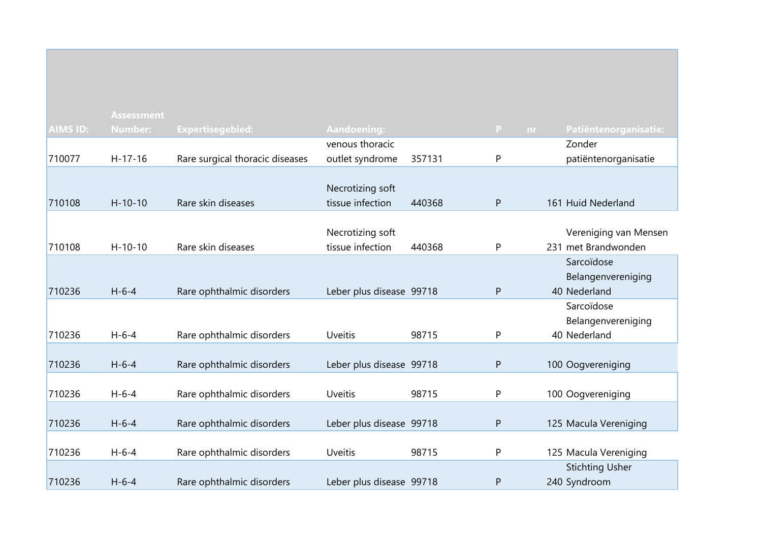| AIMS ID: | Assessment Number: | Expertisegebied: | Aandoening: | | P | nr | Patiëntenorganisatie: |
|---|---|---|---|---|---|---|---|
| 710077 | H-17-16 | Rare surgical thoracic diseases | venous thoracic outlet syndrome | 357131 | P | | Zonder patiëntenorganisatie |
| 710108 | H-10-10 | Rare skin diseases | Necrotizing soft tissue infection | 440368 | P | 161 | Huid Nederland |
| 710108 | H-10-10 | Rare skin diseases | Necrotizing soft tissue infection | 440368 | P | 231 | Vereniging van Mensen met Brandwonden |
| 710236 | H-6-4 | Rare ophthalmic disorders | Leber plus disease | 99718 | P | 40 | Sarcoïdose Belangenvereniging Nederland |
| 710236 | H-6-4 | Rare ophthalmic disorders | Uveitis | 98715 | P | 40 | Sarcoïdose Belangenvereniging Nederland |
| 710236 | H-6-4 | Rare ophthalmic disorders | Leber plus disease | 99718 | P | 100 | Oogvereniging |
| 710236 | H-6-4 | Rare ophthalmic disorders | Uveitis | 98715 | P | 100 | Oogvereniging |
| 710236 | H-6-4 | Rare ophthalmic disorders | Leber plus disease | 99718 | P | 125 | Macula Vereniging |
| 710236 | H-6-4 | Rare ophthalmic disorders | Uveitis | 98715 | P | 125 | Macula Vereniging |
| 710236 | H-6-4 | Rare ophthalmic disorders | Leber plus disease | 99718 | P | 240 | Stichting Usher Syndroom |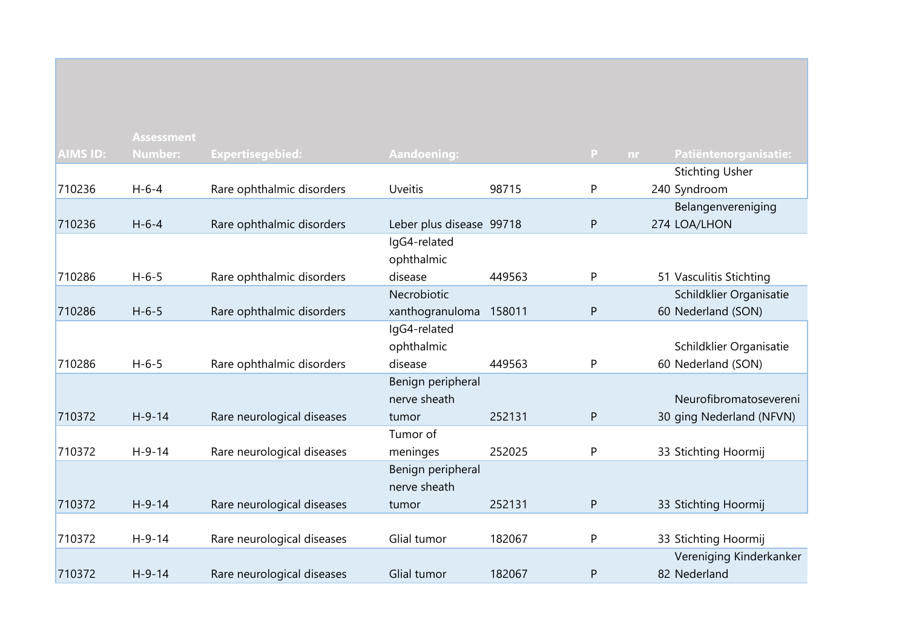| AIMS ID: | Assessment Number: | Expertisegebied: | Aandoening: | | P | nr | Patiëntenorganisatie: |
|---|---|---|---|---|---|---|---|
| 710236 | H-6-4 | Rare ophthalmic disorders | Uveitis | 98715 | P | 240 | Stichting Usher Syndroom |
| 710236 | H-6-4 | Rare ophthalmic disorders | Leber plus disease | 99718 | P | 274 | Belangenvereniging LOA/LHON |
| 710286 | H-6-5 | Rare ophthalmic disorders | IgG4-related ophthalmic disease | 449563 | P | 51 | Vasculitis Stichting |
| 710286 | H-6-5 | Rare ophthalmic disorders | Necrobiotic xanthogranuloma | 158011 | P | 60 | Schildklier Organisatie Nederland (SON) |
| 710286 | H-6-5 | Rare ophthalmic disorders | IgG4-related ophthalmic disease | 449563 | P | 60 | Schildklier Organisatie Nederland (SON) |
| 710372 | H-9-14 | Rare neurological diseases | Benign peripheral nerve sheath tumor | 252131 | P | 30 | Neurofibromatosevereniging Nederland (NFVN) |
| 710372 | H-9-14 | Rare neurological diseases | Tumor of meninges | 252025 | P | 33 | Stichting Hoormij |
| 710372 | H-9-14 | Rare neurological diseases | Benign peripheral nerve sheath tumor | 252131 | P | 33 | Stichting Hoormij |
| 710372 | H-9-14 | Rare neurological diseases | Glial tumor | 182067 | P | 33 | Stichting Hoormij |
| 710372 | H-9-14 | Rare neurological diseases | Glial tumor | 182067 | P | 82 | Vereniging Kinderkanker Nederland |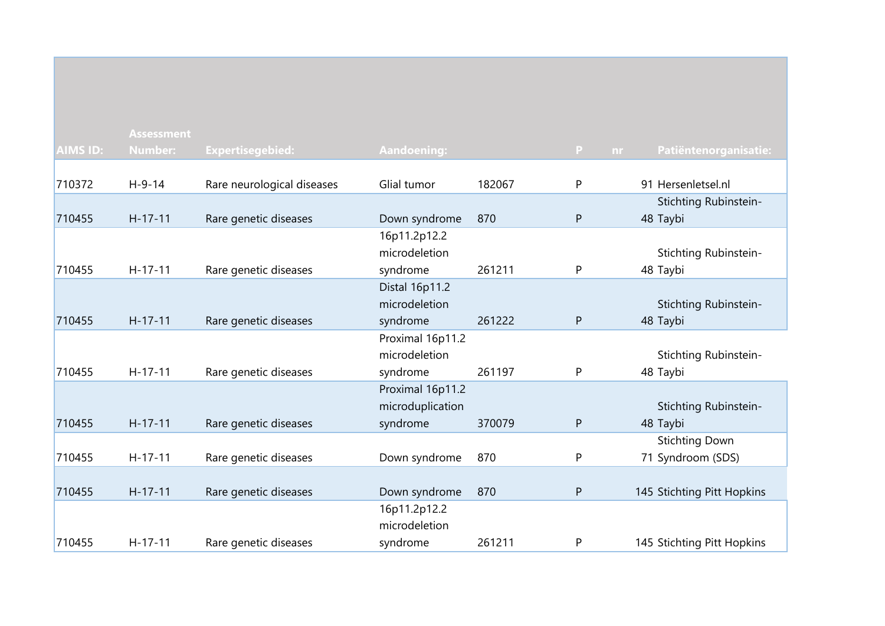| AIMS ID: | Assessment Number: | Expertisegebied: | Aandoening: | | P | nr | Patiëntenorganisatie: |
|---|---|---|---|---|---|---|---|
| 710372 | H-9-14 | Rare neurological diseases | Glial tumor | 182067 | P | 91 | Hersenletsel.nl |
| 710455 | H-17-11 | Rare genetic diseases | Down syndrome | 870 | P | 48 | Stichting Rubinstein-Taybi |
| 710455 | H-17-11 | Rare genetic diseases | 16p11.2p12.2 microdeletion syndrome | 261211 | P | 48 | Stichting Rubinstein-Taybi |
| 710455 | H-17-11 | Rare genetic diseases | Distal 16p11.2 microdeletion syndrome | 261222 | P | 48 | Stichting Rubinstein-Taybi |
| 710455 | H-17-11 | Rare genetic diseases | Proximal 16p11.2 microdeletion syndrome | 261197 | P | 48 | Stichting Rubinstein-Taybi |
| 710455 | H-17-11 | Rare genetic diseases | Proximal 16p11.2 microduplication syndrome | 370079 | P | 48 | Stichting Rubinstein-Taybi |
| 710455 | H-17-11 | Rare genetic diseases | Down syndrome | 870 | P | 71 | Stichting Down Syndroom (SDS) |
| 710455 | H-17-11 | Rare genetic diseases | Down syndrome | 870 | P | 145 | Stichting Pitt Hopkins |
| 710455 | H-17-11 | Rare genetic diseases | 16p11.2p12.2 microdeletion syndrome | 261211 | P | 145 | Stichting Pitt Hopkins |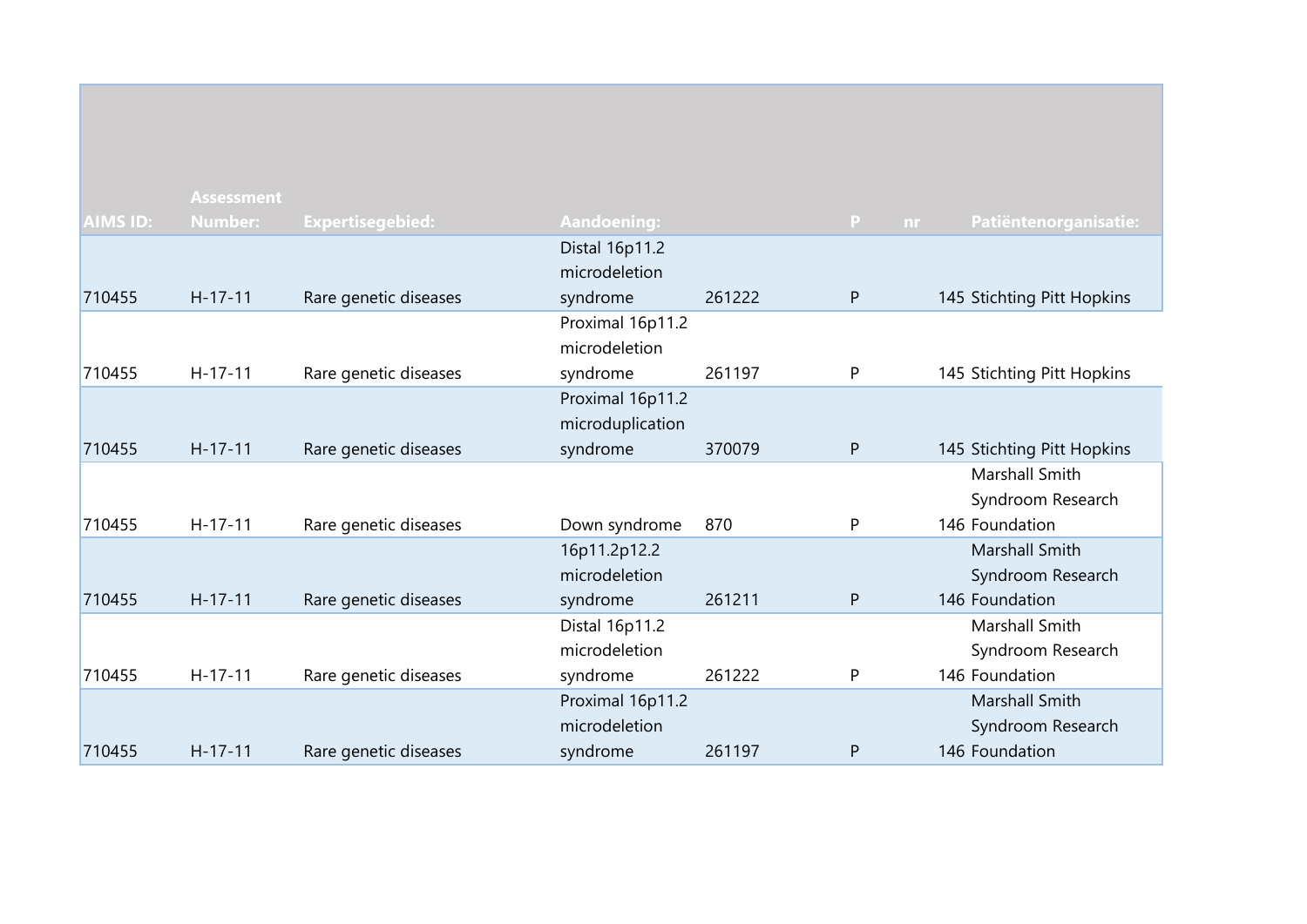| AIMS ID: | Assessment Number: | Expertisegebied: | Aandoening: | | P | nr | Patiëntenorganisatie: |
|---|---|---|---|---|---|---|---|
| 710455 | H-17-11 | Rare genetic diseases | Distal 16p11.2 microdeletion syndrome | 261222 | P | 145 | Stichting Pitt Hopkins |
| 710455 | H-17-11 | Rare genetic diseases | Proximal 16p11.2 microdeletion syndrome | 261197 | P | 145 | Stichting Pitt Hopkins |
| 710455 | H-17-11 | Rare genetic diseases | Proximal 16p11.2 microduplication syndrome | 370079 | P | 145 | Stichting Pitt Hopkins |
| 710455 | H-17-11 | Rare genetic diseases | Down syndrome | 870 | P | 146 | Marshall Smith Syndroom Research Foundation |
| 710455 | H-17-11 | Rare genetic diseases | 16p11.2p12.2 microdeletion syndrome | 261211 | P | 146 | Marshall Smith Syndroom Research Foundation |
| 710455 | H-17-11 | Rare genetic diseases | Distal 16p11.2 microdeletion syndrome | 261222 | P | 146 | Marshall Smith Syndroom Research Foundation |
| 710455 | H-17-11 | Rare genetic diseases | Proximal 16p11.2 microdeletion syndrome | 261197 | P | 146 | Marshall Smith Syndroom Research Foundation |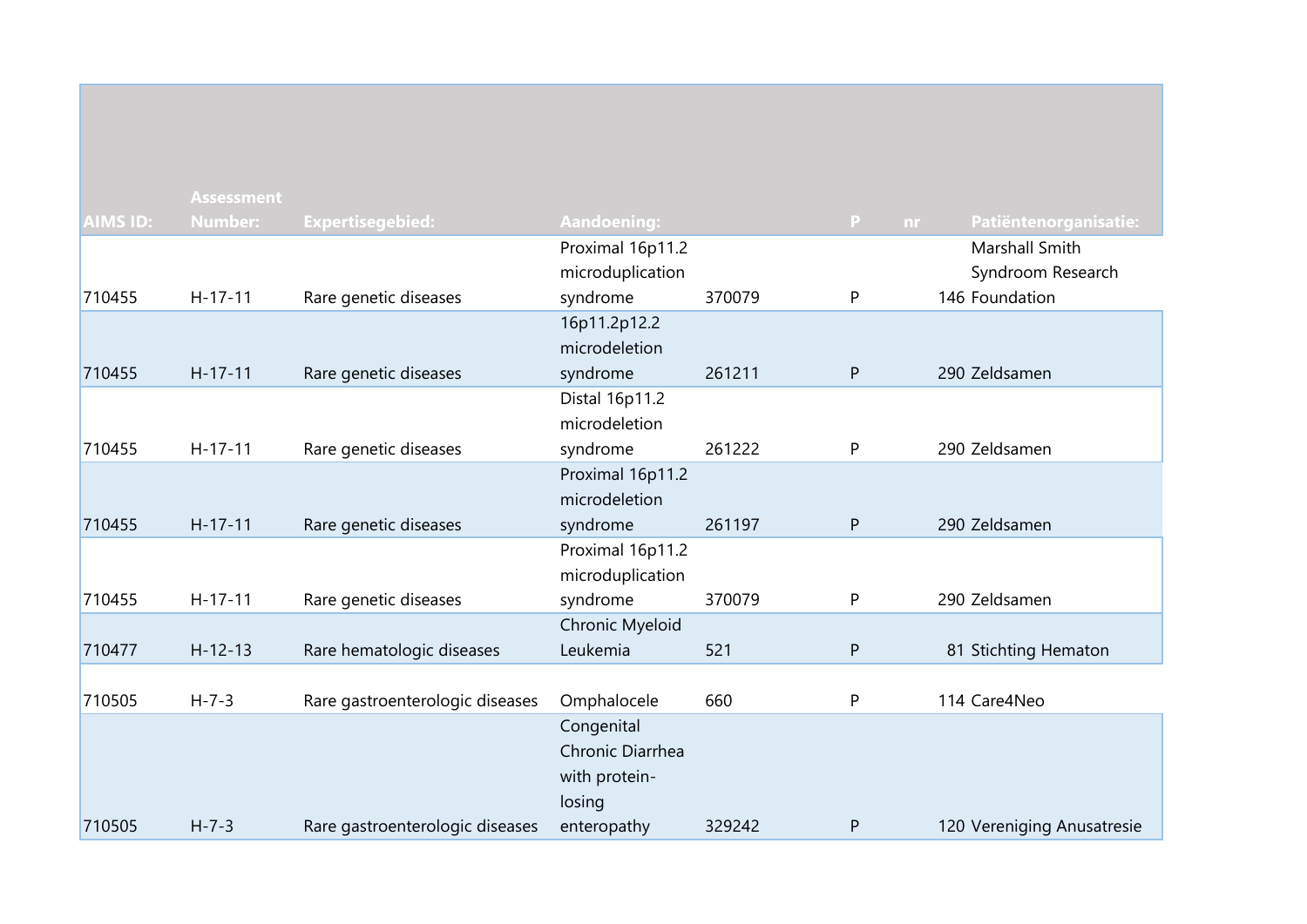| AIMS ID: | Assessment Number: | Expertisegebied: | Aandoening: | | P | nr | Patiëntenorganisatie: |
|---|---|---|---|---|---|---|---|
| 710455 | H-17-11 | Rare genetic diseases | Proximal 16p11.2 microduplication syndrome | 370079 | P | 146 | Marshall Smith Syndroom Research Foundation |
| 710455 | H-17-11 | Rare genetic diseases | 16p11.2p12.2 microdeletion syndrome | 261211 | P | 290 | Zeldsamen |
| 710455 | H-17-11 | Rare genetic diseases | Distal 16p11.2 microdeletion syndrome | 261222 | P | 290 | Zeldsamen |
| 710455 | H-17-11 | Rare genetic diseases | Proximal 16p11.2 microdeletion syndrome | 261197 | P | 290 | Zeldsamen |
| 710455 | H-17-11 | Rare genetic diseases | Proximal 16p11.2 microduplication syndrome | 370079 | P | 290 | Zeldsamen |
| 710477 | H-12-13 | Rare hematologic diseases | Chronic Myeloid Leukemia | 521 | P | 81 | Stichting Hematon |
| 710505 | H-7-3 | Rare gastroenterologic diseases | Omphalocele | 660 | P | 114 | Care4Neo |
| 710505 | H-7-3 | Rare gastroenterologic diseases | Congenital Chronic Diarrhea with protein-losing enteropathy | 329242 | P | 120 | Vereniging Anusatresie |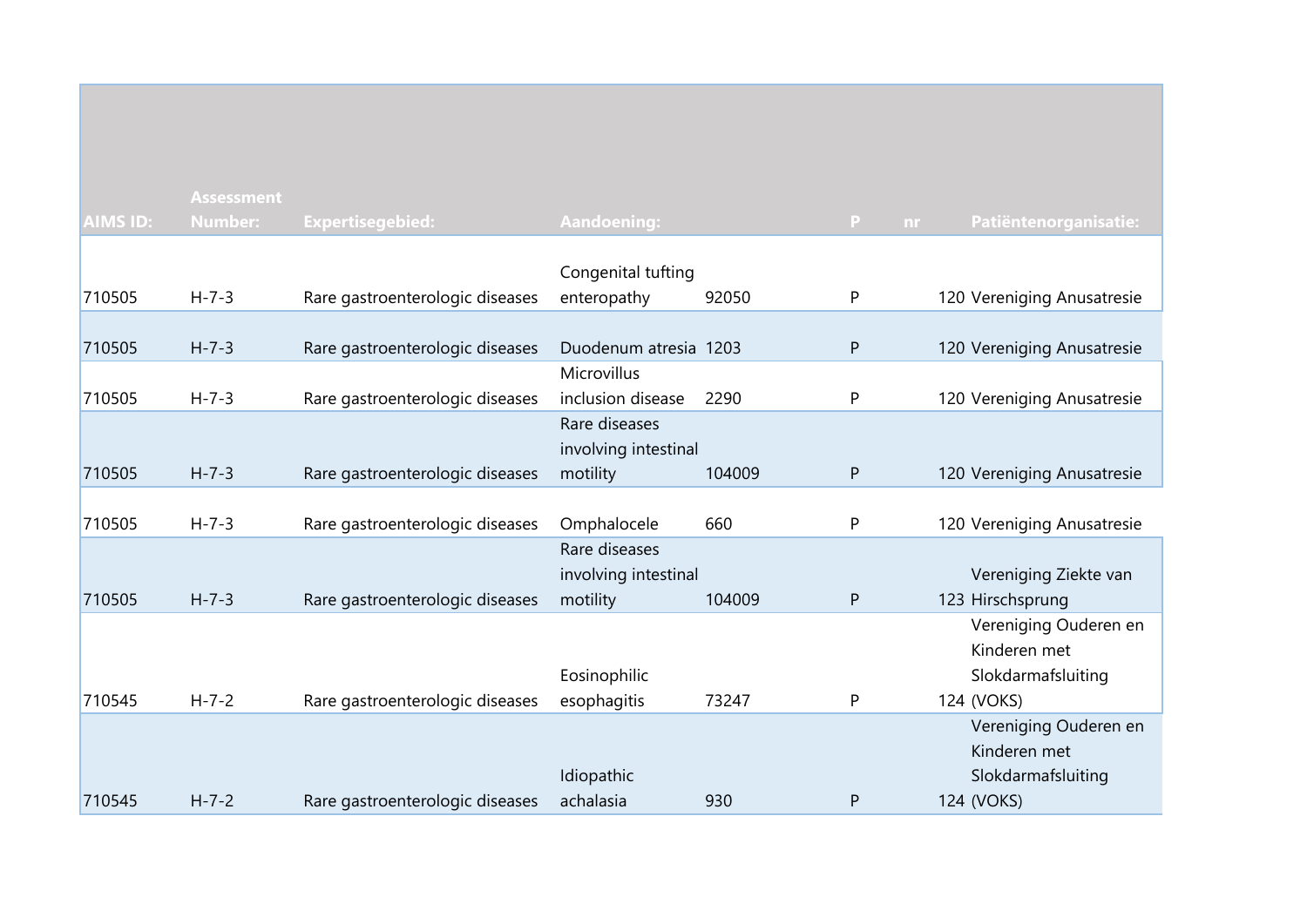| AIMS ID: | Assessment Number: | Expertisegebied: | Aandoening: | | P | nr | Patiëntenorganisatie: |
|---|---|---|---|---|---|---|---|
| 710505 | H-7-3 | Rare gastroenterologic diseases | Congenital tufting enteropathy | 92050 | P | 120 | Vereniging Anusatresie |
| 710505 | H-7-3 | Rare gastroenterologic diseases | Duodenum atresia | 1203 | P | 120 | Vereniging Anusatresie |
| 710505 | H-7-3 | Rare gastroenterologic diseases | Microvillus inclusion disease | 2290 | P | 120 | Vereniging Anusatresie |
| 710505 | H-7-3 | Rare gastroenterologic diseases | Rare diseases involving intestinal motility | 104009 | P | 120 | Vereniging Anusatresie |
| 710505 | H-7-3 | Rare gastroenterologic diseases | Omphalocele | 660 | P | 120 | Vereniging Anusatresie |
| 710505 | H-7-3 | Rare gastroenterologic diseases | Rare diseases involving intestinal motility | 104009 | P | 123 | Vereniging Ziekte van Hirschsprung |
| 710545 | H-7-2 | Rare gastroenterologic diseases | Eosinophilic esophagitis | 73247 | P | 124 | Vereniging Ouderen en Kinderen met Slokdarmafsluiting (VOKS) |
| 710545 | H-7-2 | Rare gastroenterologic diseases | Idiopathic achalasia | 930 | P | 124 | Vereniging Ouderen en Kinderen met Slokdarmafsluiting (VOKS) |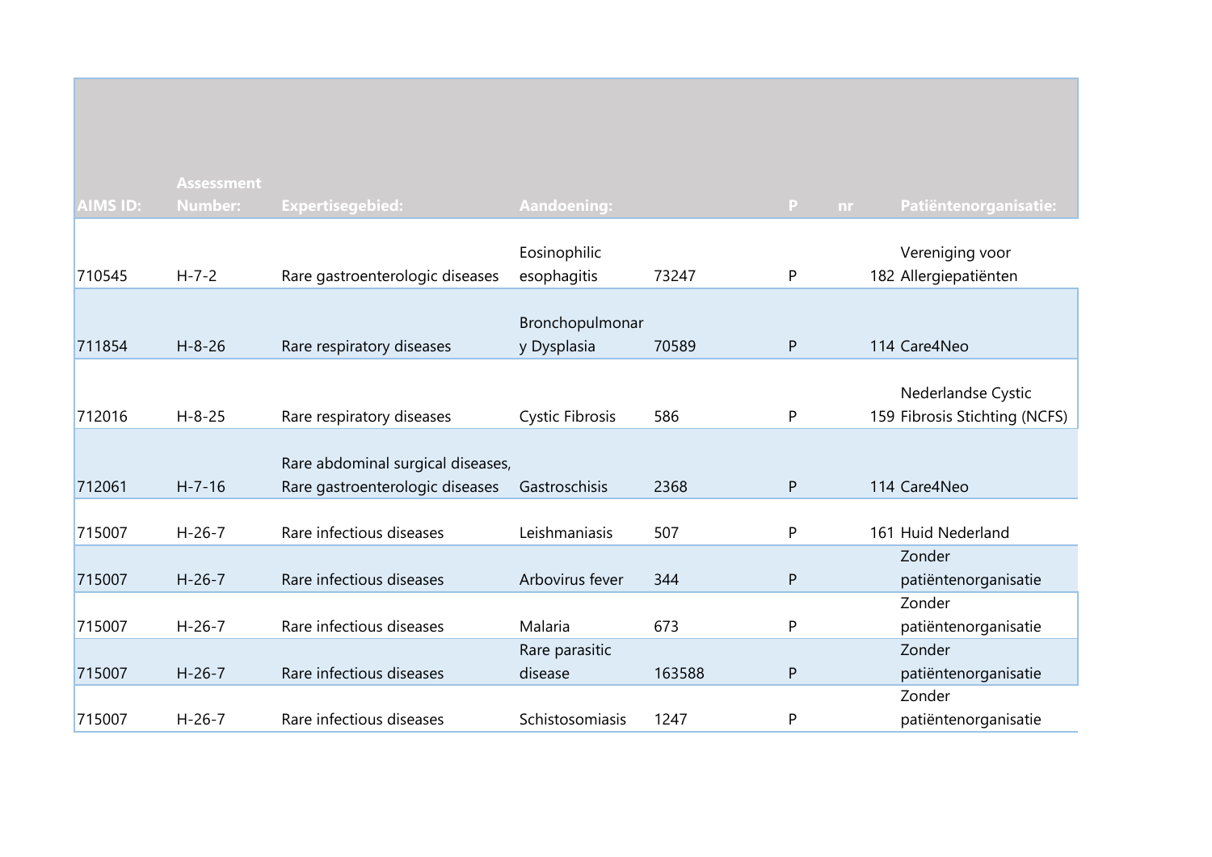| AIMS ID: | Assessment Number: | Expertisegebied: | Aandoening: | | P | nr | Patiëntenorganisatie: |
|---|---|---|---|---|---|---|---|
| 710545 | H-7-2 | Rare gastroenterologic diseases | Eosinophilic esophagitis | 73247 | P | 182 | Vereniging voor Allergiepatiënten |
| 711854 | H-8-26 | Rare respiratory diseases | Bronchopulmonary Dysplasia | 70589 | P | 114 | Care4Neo |
| 712016 | H-8-25 | Rare respiratory diseases | Cystic Fibrosis | 586 | P | 159 | Nederlandse Cystic Fibrosis Stichting (NCFS) |
| 712061 | H-7-16 | Rare abdominal surgical diseases, Rare gastroenterologic diseases | Gastroschisis | 2368 | P | 114 | Care4Neo |
| 715007 | H-26-7 | Rare infectious diseases | Leishmaniasis | 507 | P | 161 | Huid Nederland |
| 715007 | H-26-7 | Rare infectious diseases | Arbovirus fever | 344 | P | | Zonder patiëntenorganisatie |
| 715007 | H-26-7 | Rare infectious diseases | Malaria | 673 | P | | Zonder patiëntenorganisatie |
| 715007 | H-26-7 | Rare infectious diseases | Rare parasitic disease | 163588 | P | | Zonder patiëntenorganisatie |
| 715007 | H-26-7 | Rare infectious diseases | Schistosomiasis | 1247 | P | | Zonder patiëntenorganisatie |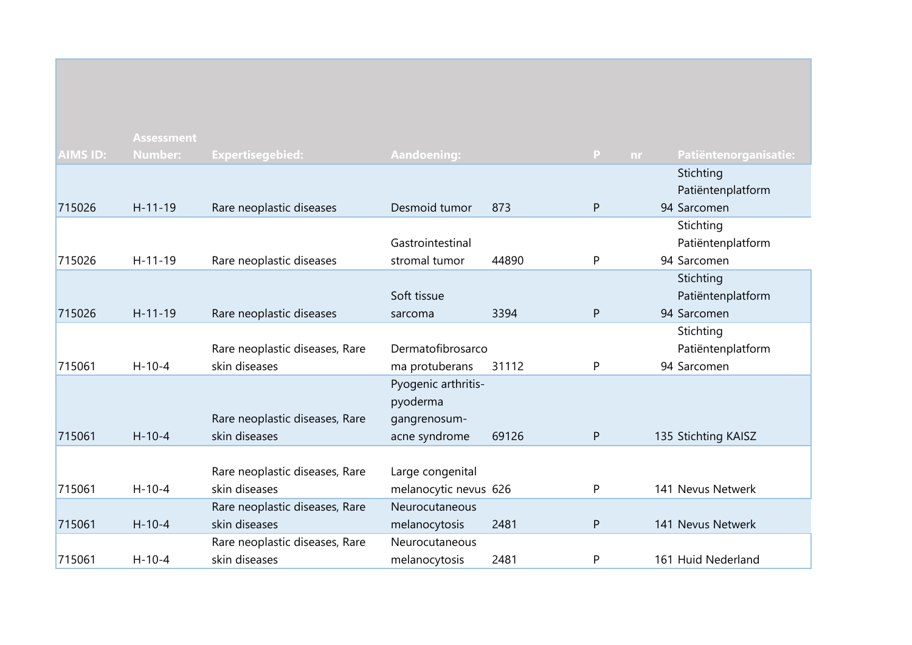| AIMS ID: | Assessment Number: | Expertisegebied: | Aandoening: | | P | nr | Patiëntenorganisatie: |
|---|---|---|---|---|---|---|---|
| 715026 | H-11-19 | Rare neoplastic diseases | Desmoid tumor | 873 | P | 94 | Stichting Patiëntenplatform Sarcomen |
| 715026 | H-11-19 | Rare neoplastic diseases | Gastrointestinal stromal tumor | 44890 | P | 94 | Stichting Patiëntenplatform Sarcomen |
| 715026 | H-11-19 | Rare neoplastic diseases | Soft tissue sarcoma | 3394 | P | 94 | Stichting Patiëntenplatform Sarcomen |
| 715061 | H-10-4 | Rare neoplastic diseases, Rare skin diseases | Dermatofibrosarcoma protuberans | 31112 | P | 94 | Stichting Patiëntenplatform Sarcomen |
| 715061 | H-10-4 | Rare neoplastic diseases, Rare skin diseases | Pyogenic arthritis-pyoderma gangrenosum-acne syndrome | 69126 | P | 135 | Stichting KAISZ |
| 715061 | H-10-4 | Rare neoplastic diseases, Rare skin diseases | Large congenital melanocytic nevus | 626 | P | 141 | Nevus Netwerk |
| 715061 | H-10-4 | Rare neoplastic diseases, Rare skin diseases | Neurocutaneous melanocytosis | 2481 | P | 141 | Nevus Netwerk |
| 715061 | H-10-4 | Rare neoplastic diseases, Rare skin diseases | Neurocutaneous melanocytosis | 2481 | P | 161 | Huid Nederland |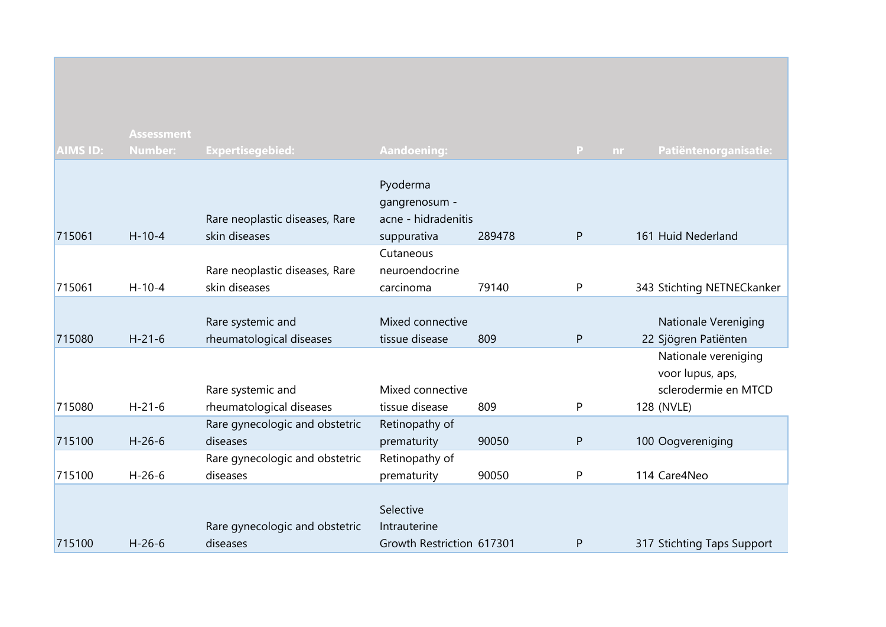| AIMS ID: | Assessment Number: | Expertisegebied: | Aandoening: | | P | nr | Patiëntenorganisatie: |
|---|---|---|---|---|---|---|---|
| 715061 | H-10-4 | Rare neoplastic diseases, Rare skin diseases | Pyoderma gangrenosum - acne - hidradenitis suppurativa | 289478 | P | 161 | Huid Nederland |
| 715061 | H-10-4 | Rare neoplastic diseases, Rare skin diseases | Cutaneous neuroendocrine carcinoma | 79140 | P | 343 | Stichting NETNECkanker |
| 715080 | H-21-6 | Rare systemic and rheumatological diseases | Mixed connective tissue disease | 809 | P | 22 | Nationale Vereniging Sjögren Patiënten |
| 715080 | H-21-6 | Rare systemic and rheumatological diseases | Mixed connective tissue disease | 809 | P | 128 | Nationale vereniging voor lupus, aps, sclerodermie en MTCD (NVLE) |
| 715100 | H-26-6 | Rare gynecologic and obstetric diseases | Retinopathy of prematurity | 90050 | P | 100 | Oogvereniging |
| 715100 | H-26-6 | Rare gynecologic and obstetric diseases | Retinopathy of prematurity | 90050 | P | 114 | Care4Neo |
| 715100 | H-26-6 | Rare gynecologic and obstetric diseases | Selective Intrauterine Growth Restriction | 617301 | P | 317 | Stichting Taps Support |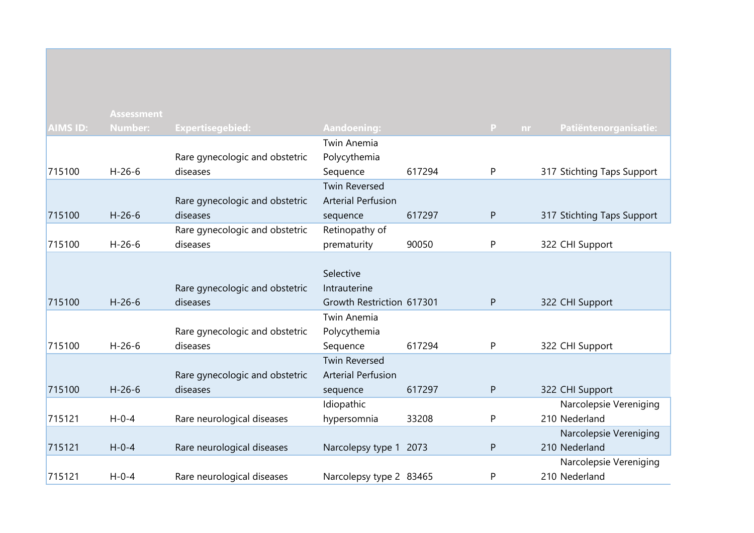| AIMS ID: | Assessment Number: | Expertisegebied: | Aandoening: | | P | nr | Patiëntenorganisatie: |
|---|---|---|---|---|---|---|---|
| 715100 | H-26-6 | Rare gynecologic and obstetric diseases | Twin Anemia Polycythemia Sequence | 617294 | P | 317 | Stichting Taps Support |
| 715100 | H-26-6 | Rare gynecologic and obstetric diseases | Twin Reversed Arterial Perfusion sequence | 617297 | P | 317 | Stichting Taps Support |
| 715100 | H-26-6 | Rare gynecologic and obstetric diseases | Retinopathy of prematurity | 90050 | P | 322 | CHI Support |
| 715100 | H-26-6 | Rare gynecologic and obstetric diseases | Selective Intrauterine Growth Restriction | 617301 | P | 322 | CHI Support |
| 715100 | H-26-6 | Rare gynecologic and obstetric diseases | Twin Anemia Polycythemia Sequence | 617294 | P | 322 | CHI Support |
| 715100 | H-26-6 | Rare gynecologic and obstetric diseases | Twin Reversed Arterial Perfusion sequence | 617297 | P | 322 | CHI Support |
| 715121 | H-0-4 | Rare neurological diseases | Idiopathic hypersomnia | 33208 | P | 210 | Narcolepsie Vereniging Nederland |
| 715121 | H-0-4 | Rare neurological diseases | Narcolepsy type 1 | 2073 | P | 210 | Narcolepsie Vereniging Nederland |
| 715121 | H-0-4 | Rare neurological diseases | Narcolepsy type 2 | 83465 | P | 210 | Narcolepsie Vereniging Nederland |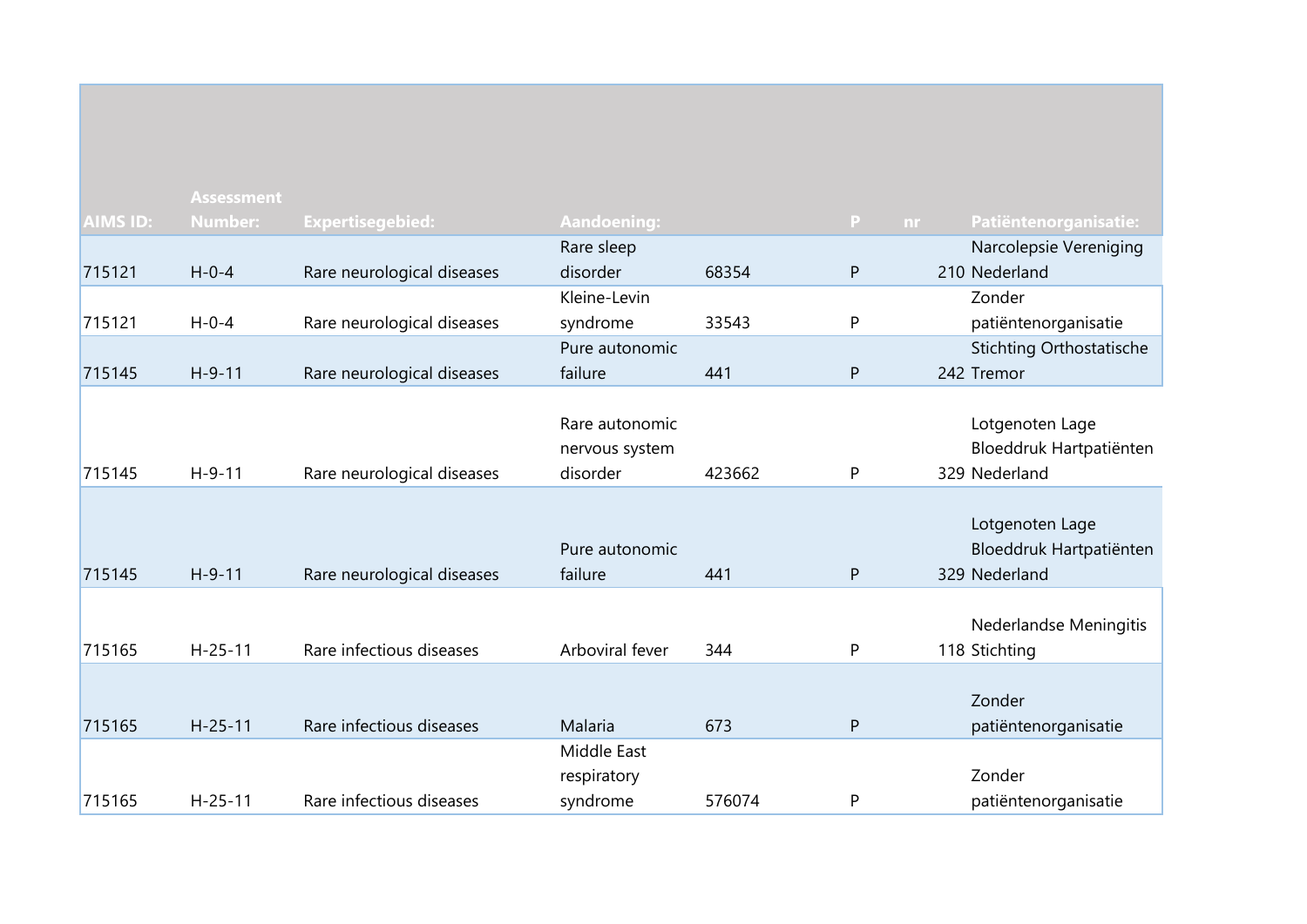| AIMS ID: | Assessment Number: | Expertisegebied: | Aandoening: | | P | nr | Patiëntenorganisatie: |
|---|---|---|---|---|---|---|---|
| 715121 | H-0-4 | Rare neurological diseases | Rare sleep disorder | 68354 | P | 210 | Narcolepsie Vereniging Nederland |
| 715121 | H-0-4 | Rare neurological diseases | Kleine-Levin syndrome | 33543 | P | | Zonder patiëntenorganisatie |
| 715145 | H-9-11 | Rare neurological diseases | Pure autonomic failure | 441 | P | 242 | Stichting Orthostatische Tremor |
| 715145 | H-9-11 | Rare neurological diseases | Rare autonomic nervous system disorder | 423662 | P | 329 | Lotgenoten Lage Bloeddruk Hartpatiënten Nederland |
| 715145 | H-9-11 | Rare neurological diseases | Pure autonomic failure | 441 | P | 329 | Lotgenoten Lage Bloeddruk Hartpatiënten Nederland |
| 715165 | H-25-11 | Rare infectious diseases | Arboviral fever | 344 | P | 118 | Nederlandse Meningitis Stichting |
| 715165 | H-25-11 | Rare infectious diseases | Malaria | 673 | P | | Zonder patiëntenorganisatie |
| 715165 | H-25-11 | Rare infectious diseases | Middle East respiratory syndrome | 576074 | P | | Zonder patiëntenorganisatie |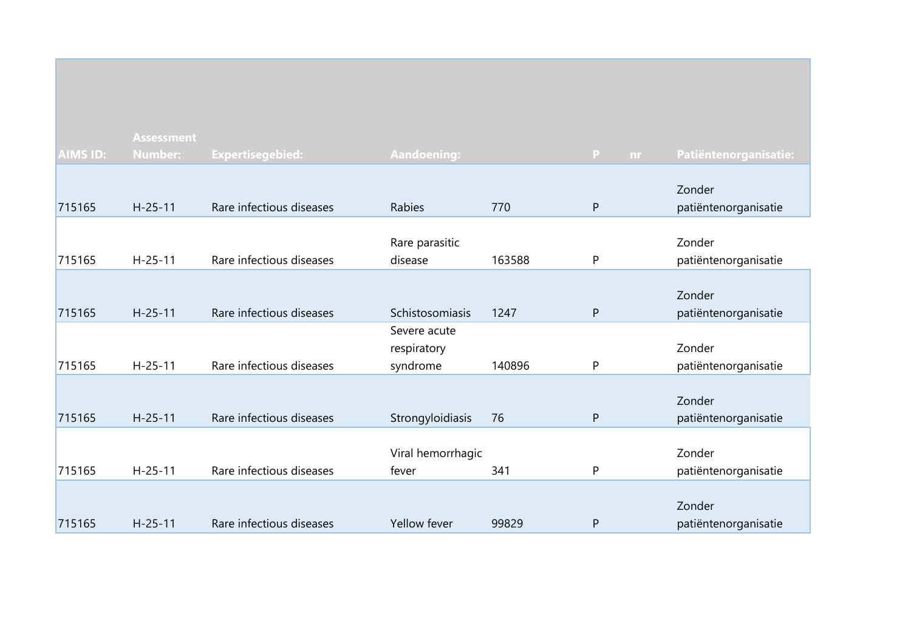| AIMS ID: | Assessment Number: | Expertisegebied: | Aandoening: | | P | nr | Patiëntenorganisatie: |
|---|---|---|---|---|---|---|---|
| 715165 | H-25-11 | Rare infectious diseases | Rabies | 770 | P | | Zonder patiëntenorganisatie |
| 715165 | H-25-11 | Rare infectious diseases | Rare parasitic disease | 163588 | P | | Zonder patiëntenorganisatie |
| 715165 | H-25-11 | Rare infectious diseases | Schistosomiasis | 1247 | P | | Zonder patiëntenorganisatie |
| 715165 | H-25-11 | Rare infectious diseases | Severe acute respiratory syndrome | 140896 | P | | Zonder patiëntenorganisatie |
| 715165 | H-25-11 | Rare infectious diseases | Strongyloidiasis | 76 | P | | Zonder patiëntenorganisatie |
| 715165 | H-25-11 | Rare infectious diseases | Viral hemorrhagic fever | 341 | P | | Zonder patiëntenorganisatie |
| 715165 | H-25-11 | Rare infectious diseases | Yellow fever | 99829 | P | | Zonder patiëntenorganisatie |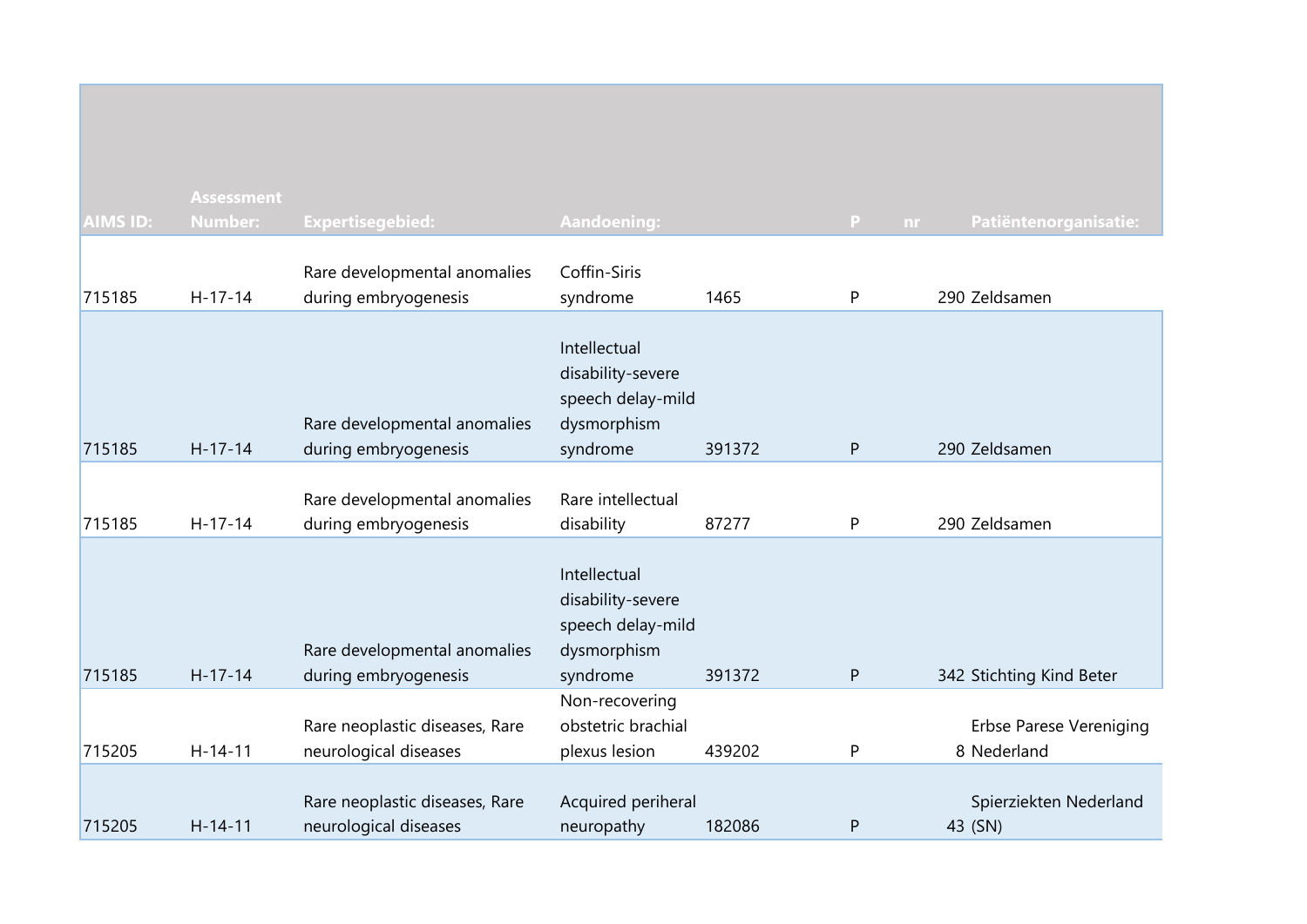| AIMS ID: | Assessment Number: | Expertisegebied: | Aandoening: | | P | nr | Patiëntenorganisatie: |
|---|---|---|---|---|---|---|---|
| 715185 | H-17-14 | Rare developmental anomalies during embryogenesis | Coffin-Siris syndrome | 1465 | P | 290 | Zeldsamen |
| 715185 | H-17-14 | Rare developmental anomalies during embryogenesis | Intellectual disability-severe speech delay-mild dysmorphism syndrome | 391372 | P | 290 | Zeldsamen |
| 715185 | H-17-14 | Rare developmental anomalies during embryogenesis | Rare intellectual disability | 87277 | P | 290 | Zeldsamen |
| 715185 | H-17-14 | Rare developmental anomalies during embryogenesis | Intellectual disability-severe speech delay-mild dysmorphism syndrome | 391372 | P | 342 | Stichting Kind Beter |
| 715205 | H-14-11 | Rare neoplastic diseases, Rare neurological diseases | Non-recovering obstetric brachial plexus lesion | 439202 | P | 8 | Erbse Parese Vereniging Nederland |
| 715205 | H-14-11 | Rare neoplastic diseases, Rare neurological diseases | Acquired periheral neuropathy | 182086 | P | 43 | Spierziekten Nederland (SN) |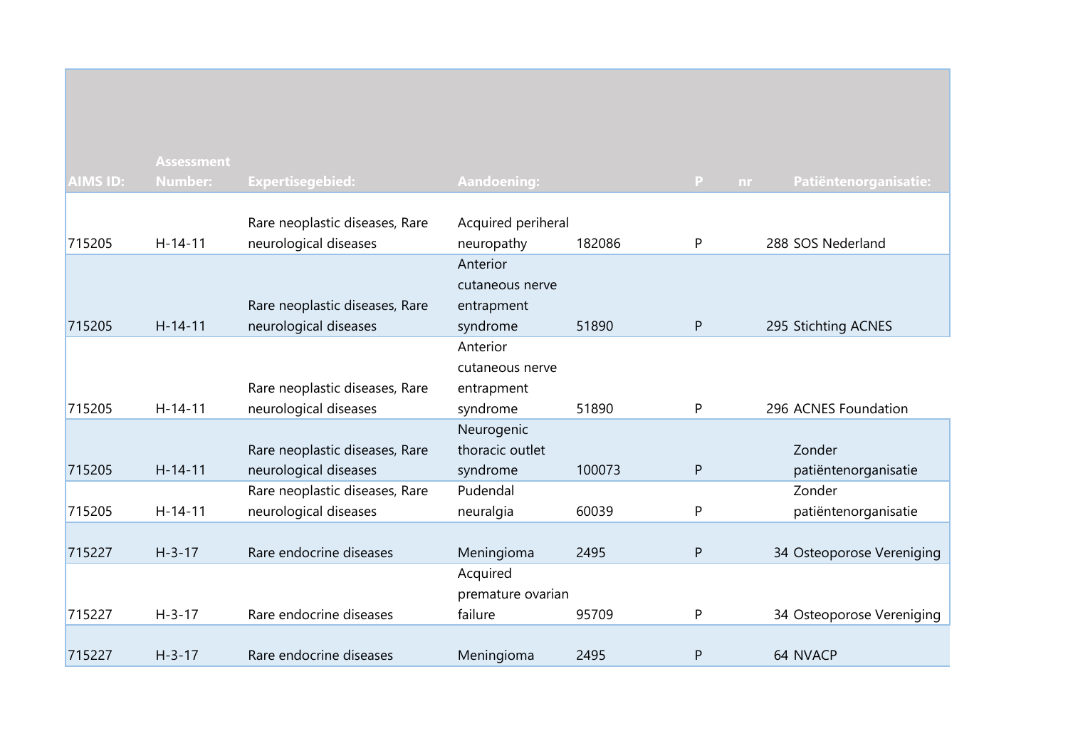| AIMS ID: | Assessment Number: | Expertisegebied: | Aandoening: | | P | nr | Patiëntenorganisatie: |
|---|---|---|---|---|---|---|---|
| 715205 | H-14-11 | Rare neoplastic diseases, Rare neurological diseases | Acquired peripheral neuropathy | 182086 | P | 288 | SOS Nederland |
| 715205 | H-14-11 | Rare neoplastic diseases, Rare neurological diseases | Anterior cutaneous nerve entrapment syndrome | 51890 | P | 295 | Stichting ACNES |
| 715205 | H-14-11 | Rare neoplastic diseases, Rare neurological diseases | Anterior cutaneous nerve entrapment syndrome | 51890 | P | 296 | ACNES Foundation |
| 715205 | H-14-11 | Rare neoplastic diseases, Rare neurological diseases | Neurogenic thoracic outlet syndrome | 100073 | P | | Zonder patiëntenorganisatie |
| 715205 | H-14-11 | Rare neoplastic diseases, Rare neurological diseases | Pudendal neuralgia | 60039 | P | | Zonder patiëntenorganisatie |
| 715227 | H-3-17 | Rare endocrine diseases | Meningioma | 2495 | P | 34 | Osteoporose Vereniging |
| 715227 | H-3-17 | Rare endocrine diseases | Acquired premature ovarian failure | 95709 | P | 34 | Osteoporose Vereniging |
| 715227 | H-3-17 | Rare endocrine diseases | Meningioma | 2495 | P | 64 | NVACP |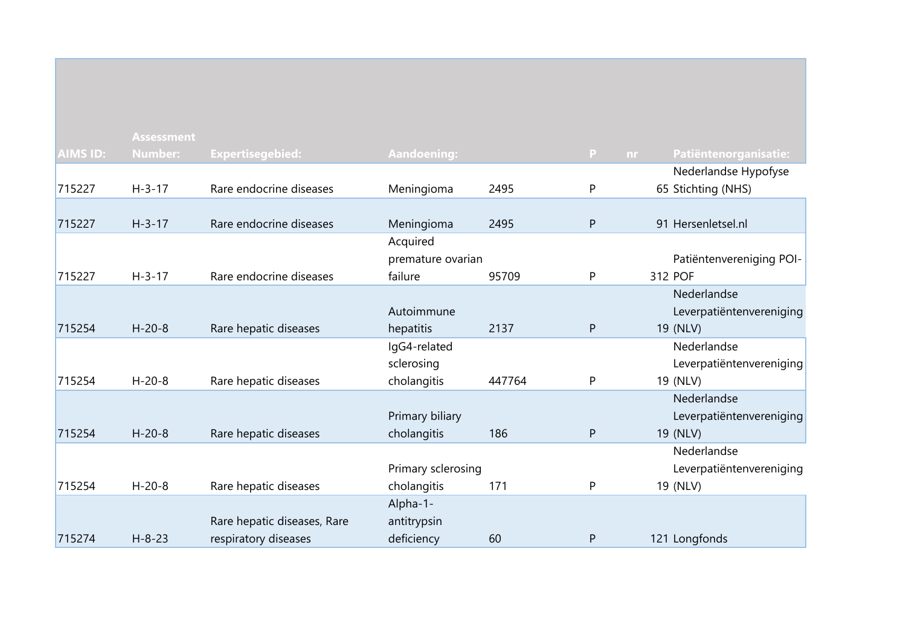| AIMS ID: | Assessment Number: | Expertisegebied: | Aandoening: | | P | nr | Patiëntenorganisatie: |
|---|---|---|---|---|---|---|---|
| 715227 | H-3-17 | Rare endocrine diseases | Meningioma | 2495 | P | 65 | Nederlandse Hypofyse Stichting (NHS) |
| 715227 | H-3-17 | Rare endocrine diseases | Meningioma | 2495 | P | 91 | Hersenletsel.nl |
| 715227 | H-3-17 | Rare endocrine diseases | Acquired premature ovarian failure | 95709 | P | 312 | Patiëntenvereniging POI-POF |
| 715254 | H-20-8 | Rare hepatic diseases | Autoimmune hepatitis | 2137 | P | 19 | Nederlandse Leverpatiëntenvereniging (NLV) |
| 715254 | H-20-8 | Rare hepatic diseases | IgG4-related sclerosing cholangitis | 447764 | P | 19 | Nederlandse Leverpatiëntenvereniging (NLV) |
| 715254 | H-20-8 | Rare hepatic diseases | Primary biliary cholangitis | 186 | P | 19 | Nederlandse Leverpatiëntenvereniging (NLV) |
| 715254 | H-20-8 | Rare hepatic diseases | Primary sclerosing cholangitis | 171 | P | 19 | Nederlandse Leverpatiëntenvereniging (NLV) |
| 715274 | H-8-23 | Rare hepatic diseases, Rare respiratory diseases | Alpha-1-antitrypsin deficiency | 60 | P | 121 | Longfonds |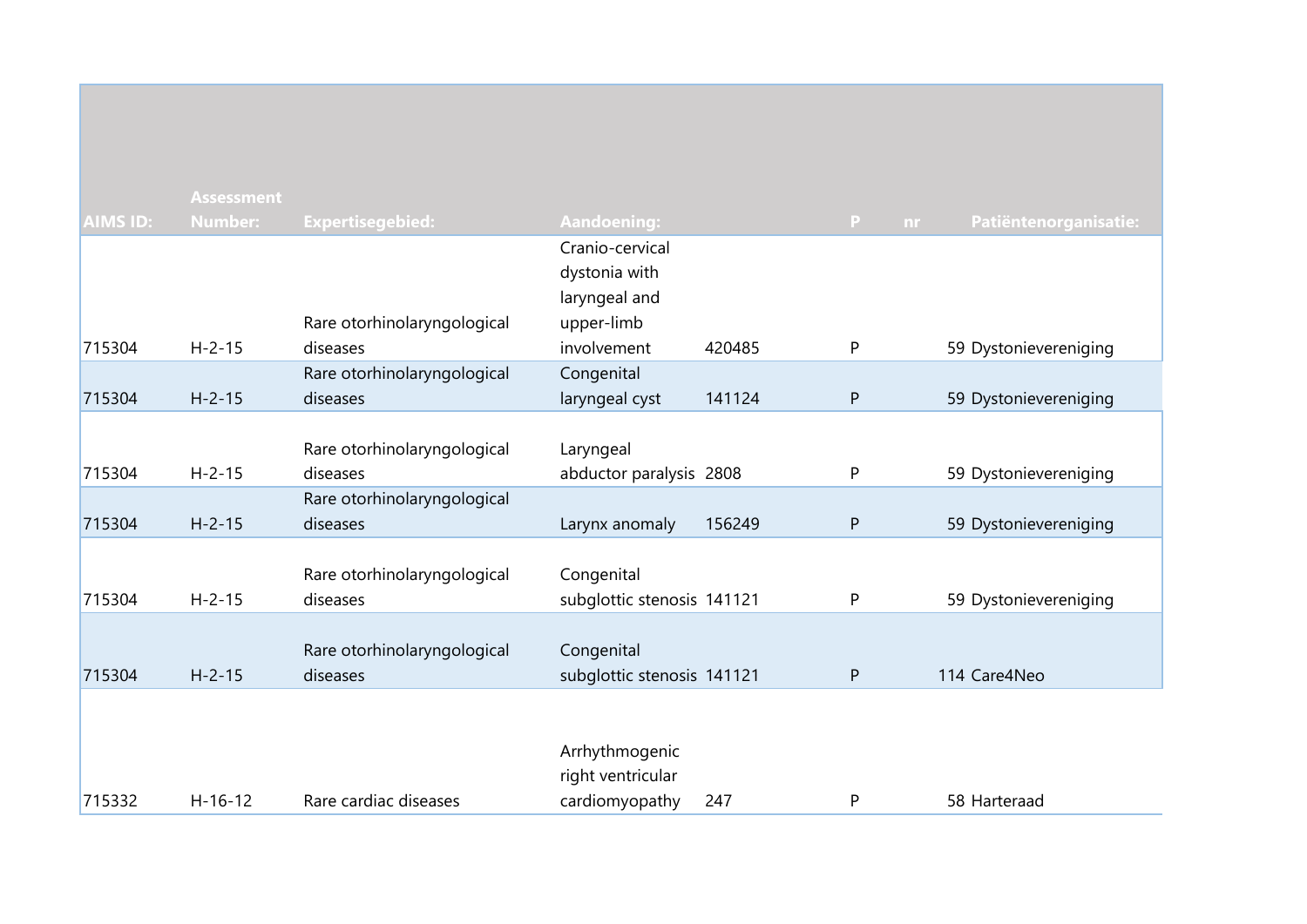| AIMS ID: | Assessment Number: | Expertisegebied: | Aandoening: | | P | nr | Patiëntenorganisatie: |
|---|---|---|---|---|---|---|---|
| 715304 | H-2-15 | Rare otorhinolaryngological diseases | Cranio-cervical dystonia with laryngeal and upper-limb involvement | 420485 | P | 59 | Dystonievereniging |
| 715304 | H-2-15 | Rare otorhinolaryngological diseases | Congenital laryngeal cyst | 141124 | P | 59 | Dystonievereniging |
| 715304 | H-2-15 | Rare otorhinolaryngological diseases | Laryngeal abductor paralysis | 2808 | P | 59 | Dystonievereniging |
| 715304 | H-2-15 | Rare otorhinolaryngological diseases | Larynx anomaly | 156249 | P | 59 | Dystonievereniging |
| 715304 | H-2-15 | Rare otorhinolaryngological diseases | Congenital subglottic stenosis | 141121 | P | 59 | Dystonievereniging |
| 715304 | H-2-15 | Rare otorhinolaryngological diseases | Congenital subglottic stenosis | 141121 | P | 114 | Care4Neo |
| 715332 | H-16-12 | Rare cardiac diseases | Arrhythmogenic right ventricular cardiomyopathy | 247 | P | 58 | Harteraad |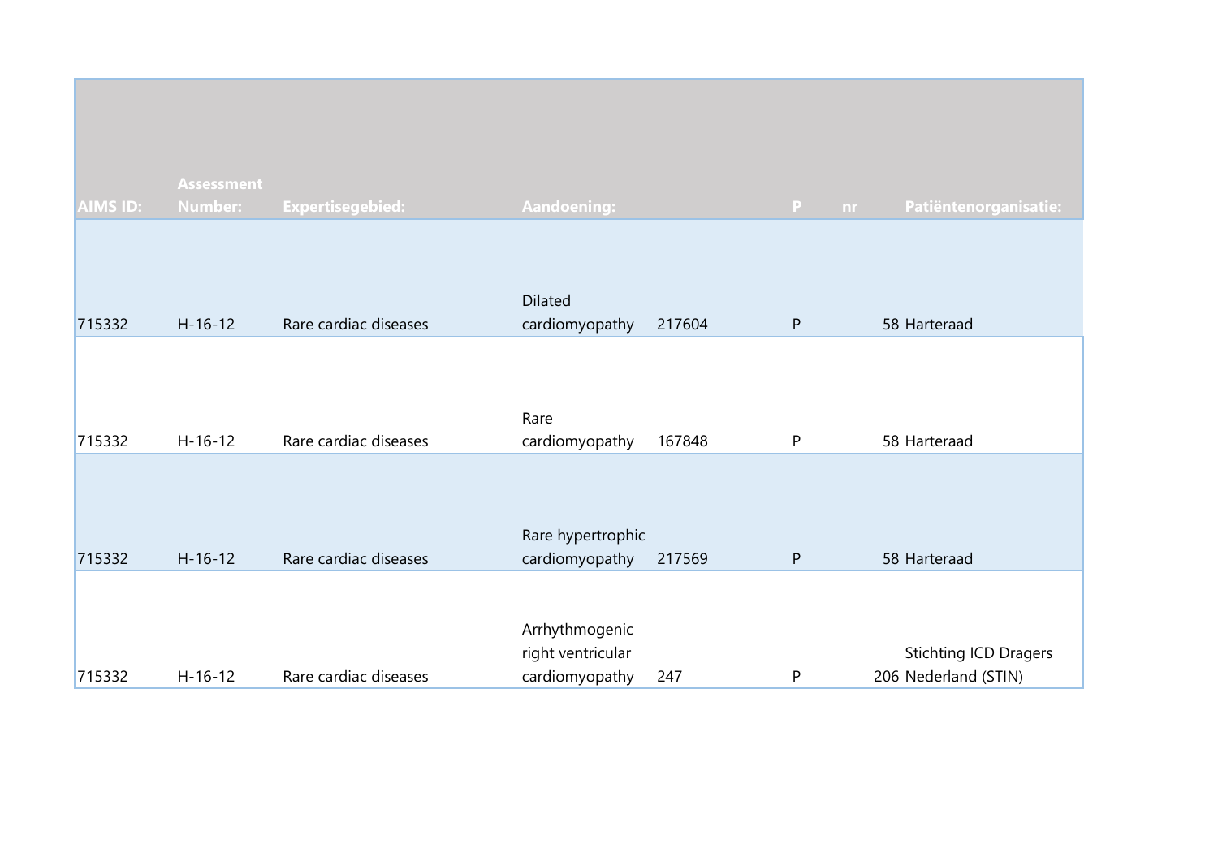| AIMS ID: | Assessment Number: | Expertisegebied: | Aandoening: | | P | nr | Patiëntenorganisatie: |
|---|---|---|---|---|---|---|---|
| 715332 | H-16-12 | Rare cardiac diseases | Dilated cardiomyopathy | 217604 | P | 58 | Harteraad |
| 715332 | H-16-12 | Rare cardiac diseases | Rare cardiomyopathy | 167848 | P | 58 | Harteraad |
| 715332 | H-16-12 | Rare cardiac diseases | Rare hypertrophic cardiomyopathy | 217569 | P | 58 | Harteraad |
| 715332 | H-16-12 | Rare cardiac diseases | Arrhythmogenic right ventricular cardiomyopathy | 247 | P | 206 | Stichting ICD Dragers Nederland (STIN) |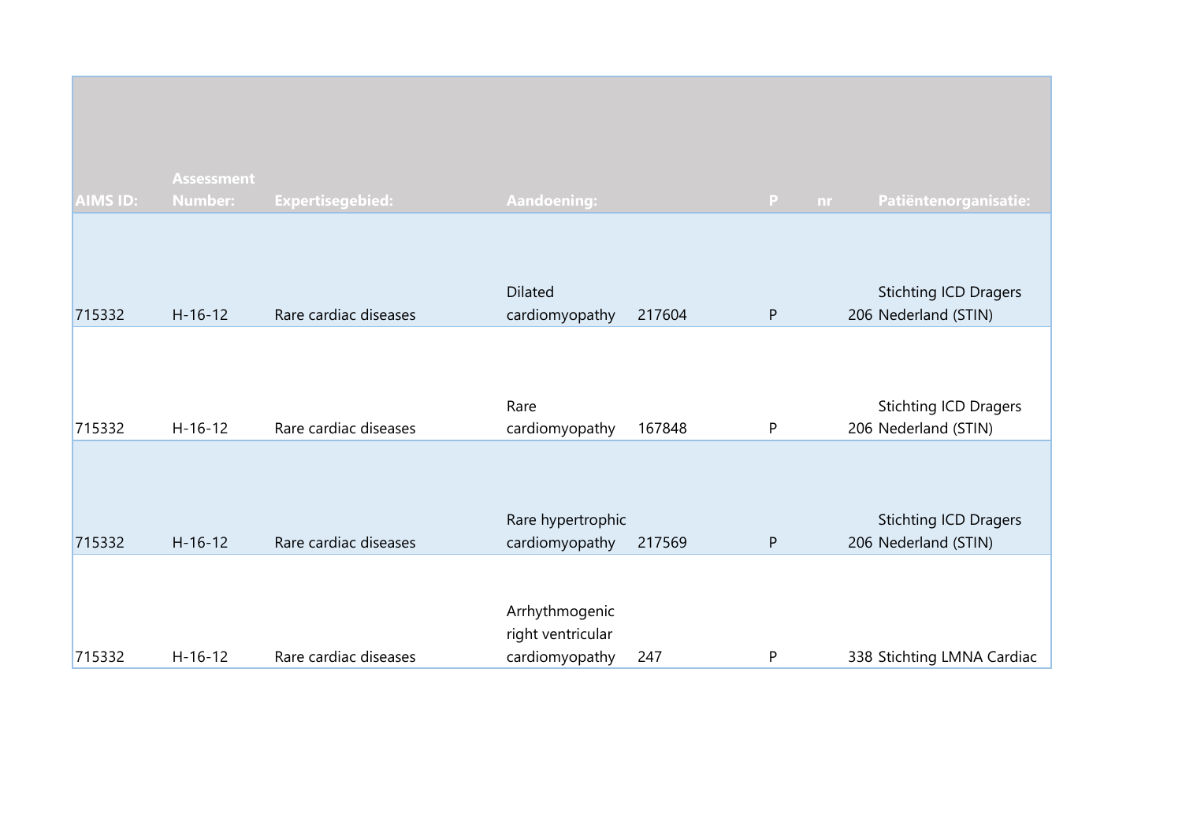| AIMS ID: | Assessment Number: | Expertisegebied: | Aandoening: | | P | nr | Patiëntenorganisatie: |
|---|---|---|---|---|---|---|---|
| 715332 | H-16-12 | Rare cardiac diseases | Dilated cardiomyopathy | 217604 | P | 206 | Stichting ICD Dragers Nederland (STIN) |
| 715332 | H-16-12 | Rare cardiac diseases | Rare cardiomyopathy | 167848 | P | 206 | Stichting ICD Dragers Nederland (STIN) |
| 715332 | H-16-12 | Rare cardiac diseases | Rare hypertrophic cardiomyopathy | 217569 | P | 206 | Stichting ICD Dragers Nederland (STIN) |
| 715332 | H-16-12 | Rare cardiac diseases | Arrhythmogenic right ventricular cardiomyopathy | 247 | P | 338 | Stichting LMNA Cardiac |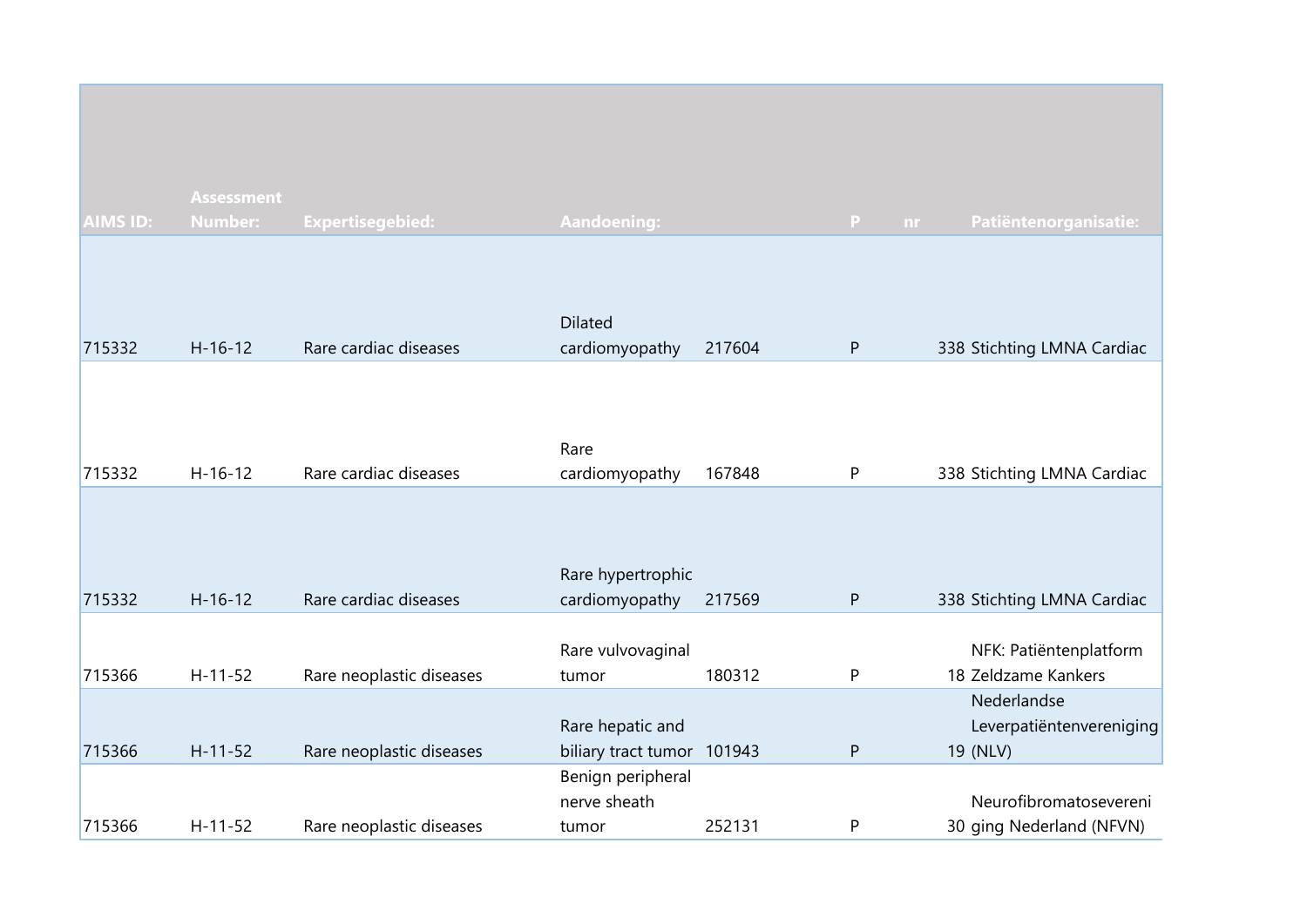| AIMS ID: | Assessment Number: | Expertisegebied: | Aandoening: | | P | nr | Patiëntenorganisatie: |
|---|---|---|---|---|---|---|---|
| 715332 | H-16-12 | Rare cardiac diseases | Dilated cardiomyopathy | 217604 | P | 338 | Stichting LMNA Cardiac |
| 715332 | H-16-12 | Rare cardiac diseases | Rare cardiomyopathy | 167848 | P | 338 | Stichting LMNA Cardiac |
| 715332 | H-16-12 | Rare cardiac diseases | Rare hypertrophic cardiomyopathy | 217569 | P | 338 | Stichting LMNA Cardiac |
| 715366 | H-11-52 | Rare neoplastic diseases | Rare vulvovaginal tumor | 180312 | P | 18 | NFK: Patiëntenplatform Zeldzame Kankers |
| 715366 | H-11-52 | Rare neoplastic diseases | Rare hepatic and biliary tract tumor | 101943 | P | 19 | Nederlandse Leverpatiëntenvereniging (NLV) |
| 715366 | H-11-52 | Rare neoplastic diseases | Benign peripheral nerve sheath tumor | 252131 | P | 30 | Neurofibromatosevereniging Nederland (NFVN) |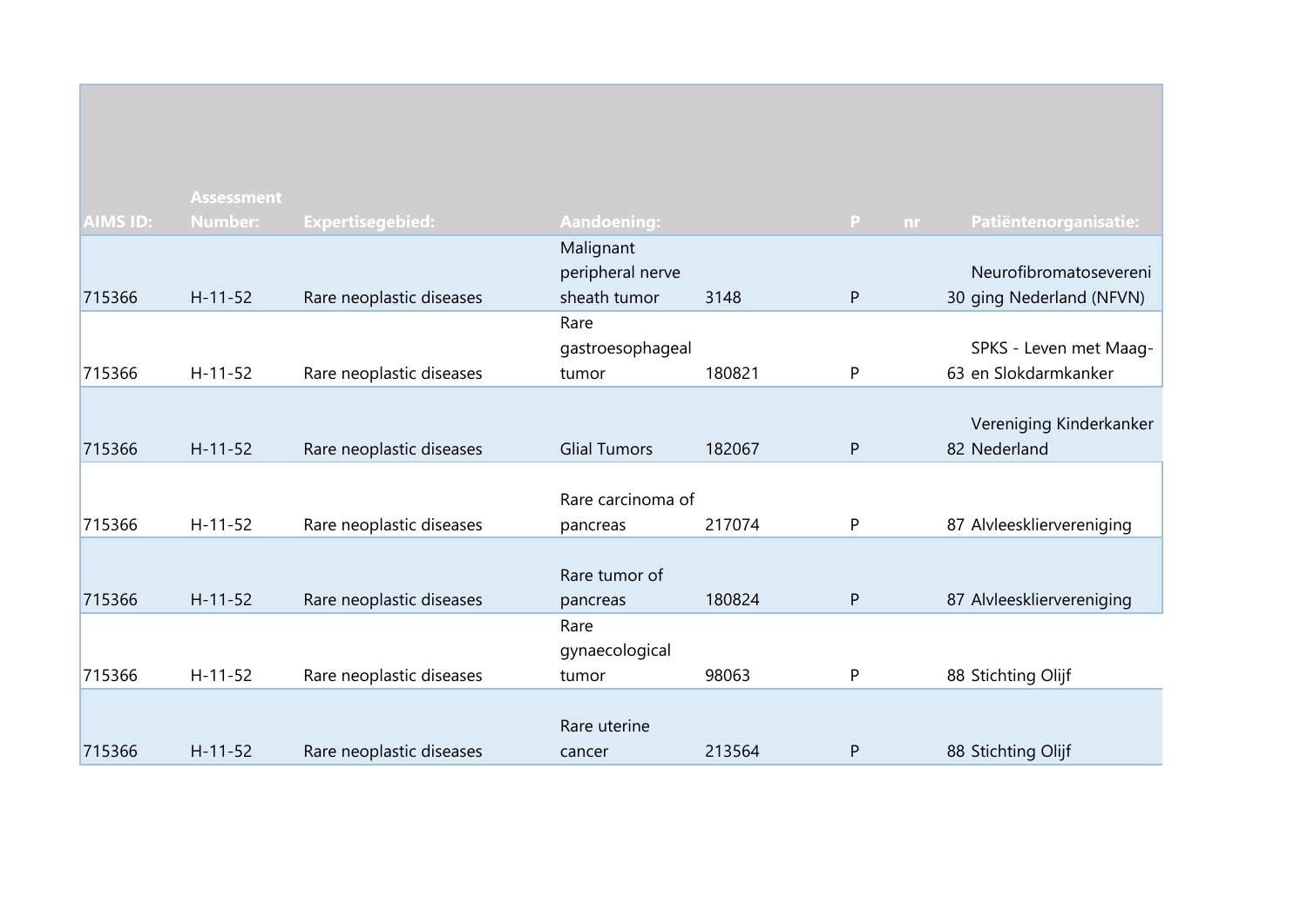| AIMS ID: | Assessment Number: | Expertisegebied: | Aandoening: | | P | nr | Patiëntenorganisatie: |
|---|---|---|---|---|---|---|---|
| 715366 | H-11-52 | Rare neoplastic diseases | Malignant peripheral nerve sheath tumor | 3148 | P | 30 | Neurofibromatosevereniging Nederland (NFVN) |
| 715366 | H-11-52 | Rare neoplastic diseases | Rare gastroesophageal tumor | 180821 | P | 63 | SPKS - Leven met Maag- en Slokdarmkanker |
| 715366 | H-11-52 | Rare neoplastic diseases | Glial Tumors | 182067 | P | 82 | Vereniging Kinderkanker Nederland |
| 715366 | H-11-52 | Rare neoplastic diseases | Rare carcinoma of pancreas | 217074 | P | 87 | Alvleeskliervereniging |
| 715366 | H-11-52 | Rare neoplastic diseases | Rare tumor of pancreas | 180824 | P | 87 | Alvleeskliervereniging |
| 715366 | H-11-52 | Rare neoplastic diseases | Rare gynaecological tumor | 98063 | P | 88 | Stichting Olijf |
| 715366 | H-11-52 | Rare neoplastic diseases | Rare uterine cancer | 213564 | P | 88 | Stichting Olijf |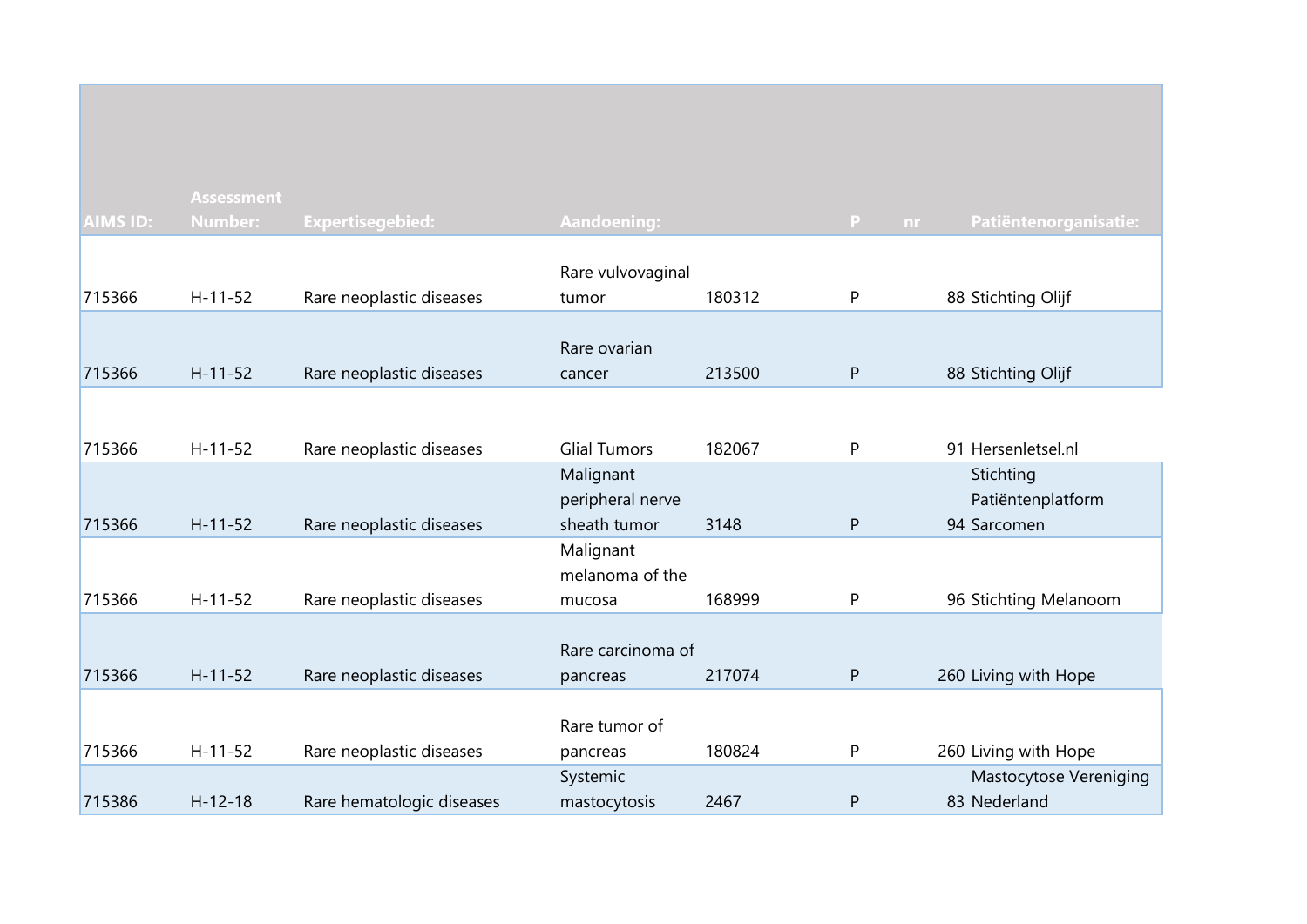| AIMS ID: | Assessment Number: | Expertisegebied: | Aandoening: | | P | nr | Patiëntenorganisatie: |
|---|---|---|---|---|---|---|---|
| 715366 | H-11-52 | Rare neoplastic diseases | Rare vulvovaginal tumor | 180312 | P | 88 | Stichting Olijf |
| 715366 | H-11-52 | Rare neoplastic diseases | Rare ovarian cancer | 213500 | P | 88 | Stichting Olijf |
| 715366 | H-11-52 | Rare neoplastic diseases | Glial Tumors | 182067 | P | 91 | Hersenletsel.nl |
| 715366 | H-11-52 | Rare neoplastic diseases | Malignant peripheral nerve sheath tumor | 3148 | P | 94 | Stichting Patiëntenplatform Sarcomen |
| 715366 | H-11-52 | Rare neoplastic diseases | Malignant melanoma of the mucosa | 168999 | P | 96 | Stichting Melanoom |
| 715366 | H-11-52 | Rare neoplastic diseases | Rare carcinoma of pancreas | 217074 | P | 260 | Living with Hope |
| 715366 | H-11-52 | Rare neoplastic diseases | Rare tumor of pancreas | 180824 | P | 260 | Living with Hope |
| 715386 | H-12-18 | Rare hematologic diseases | Systemic mastocytosis | 2467 | P | 83 | Mastocytose Vereniging Nederland |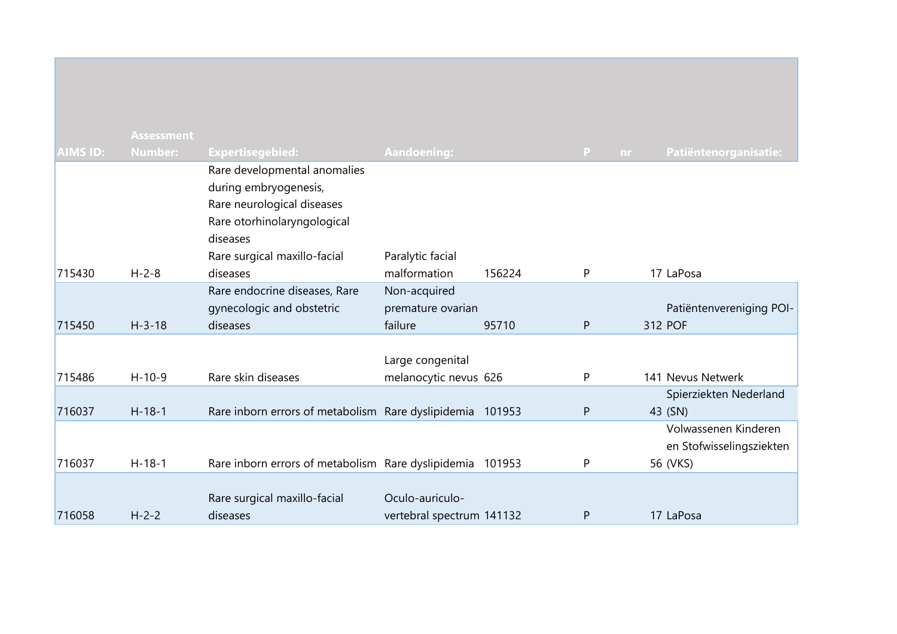| AIMS ID: | Assessment Number: | Expertisegebied: | Aandoening: | | P | nr | Patiëntenorganisatie: |
|---|---|---|---|---|---|---|---|
| 715430 | H-2-8 | Rare developmental anomalies during embryogenesis, Rare neurological diseases Rare otorhinolaryngological diseases Rare surgical maxillo-facial diseases | Paralytic facial malformation | 156224 | P | 17 | LaPosa |
| 715450 | H-3-18 | Rare endocrine diseases, Rare gynecologic and obstetric diseases | Non-acquired premature ovarian failure | 95710 | P | 312 | Patiëntenvereniging POI-POF |
| 715486 | H-10-9 | Rare skin diseases | Large congenital melanocytic nevus | 626 | P | 141 | Nevus Netwerk |
| 716037 | H-18-1 | Rare inborn errors of metabolism | Rare dyslipidemia | 101953 | P | 43 | Spierziekten Nederland (SN) |
| 716037 | H-18-1 | Rare inborn errors of metabolism | Rare dyslipidemia | 101953 | P | 56 | Volwassenen Kinderen en Stofwisselingsziekten (VKS) |
| 716058 | H-2-2 | Rare surgical maxillo-facial diseases | Oculo-auriculo-vertebral spectrum | 141132 | P | 17 | LaPosa |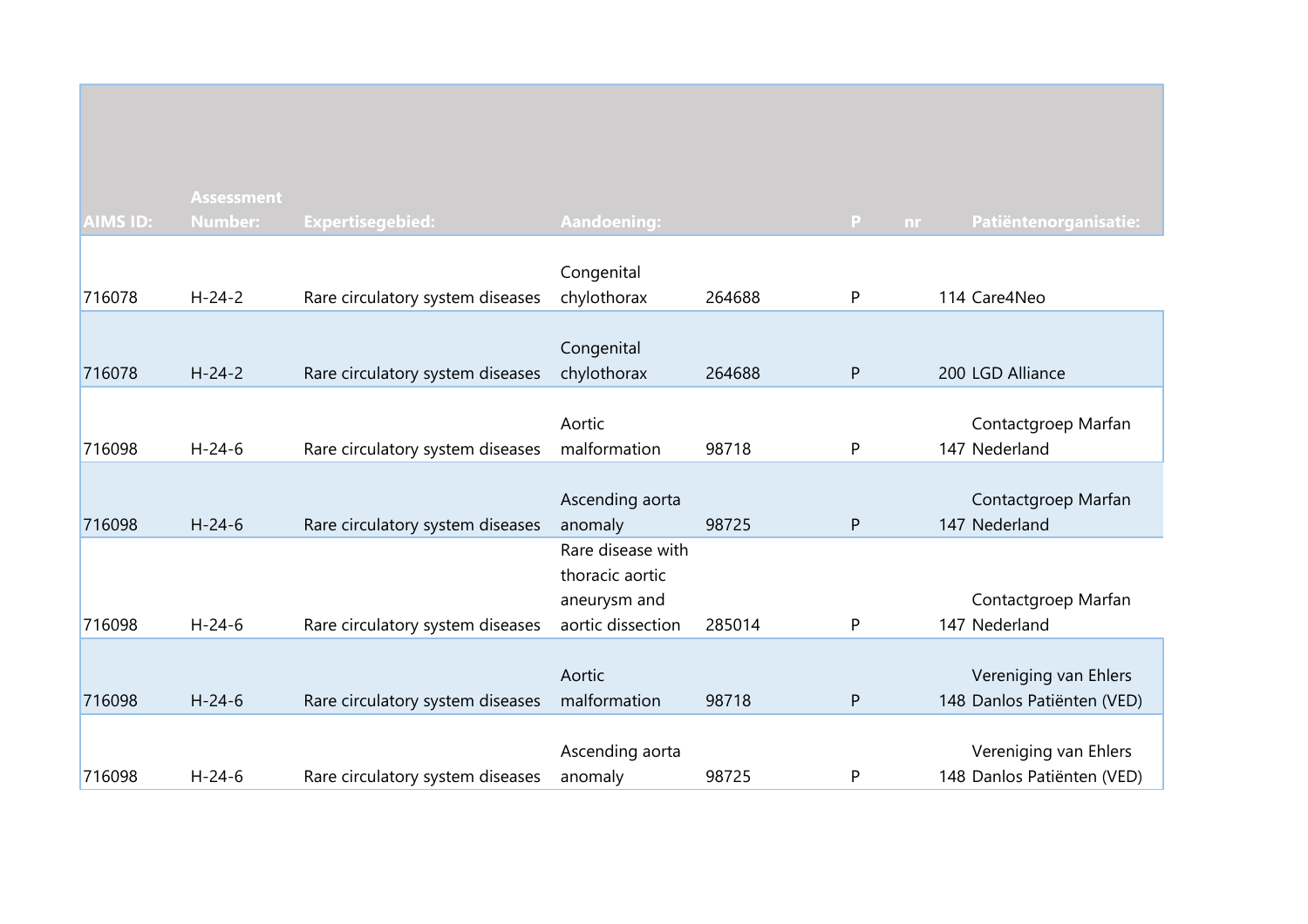| AIMS ID: | Assessment Number: | Expertisegebied: | Aandoening: | | P | nr | Patiëntenorganisatie: |
|---|---|---|---|---|---|---|---|
| 716078 | H-24-2 | Rare circulatory system diseases | Congenital chylothorax | 264688 | P | 114 | Care4Neo |
| 716078 | H-24-2 | Rare circulatory system diseases | Congenital chylothorax | 264688 | P | 200 | LGD Alliance |
| 716098 | H-24-6 | Rare circulatory system diseases | Aortic malformation | 98718 | P | 147 | Contactgroep Marfan Nederland |
| 716098 | H-24-6 | Rare circulatory system diseases | Ascending aorta anomaly | 98725 | P | 147 | Contactgroep Marfan Nederland |
| 716098 | H-24-6 | Rare circulatory system diseases | Rare disease with thoracic aortic aneurysm and aortic dissection | 285014 | P | 147 | Contactgroep Marfan Nederland |
| 716098 | H-24-6 | Rare circulatory system diseases | Aortic malformation | 98718 | P | 148 | Vereniging van Ehlers Danlos Patiënten (VED) |
| 716098 | H-24-6 | Rare circulatory system diseases | Ascending aorta anomaly | 98725 | P | 148 | Vereniging van Ehlers Danlos Patiënten (VED) |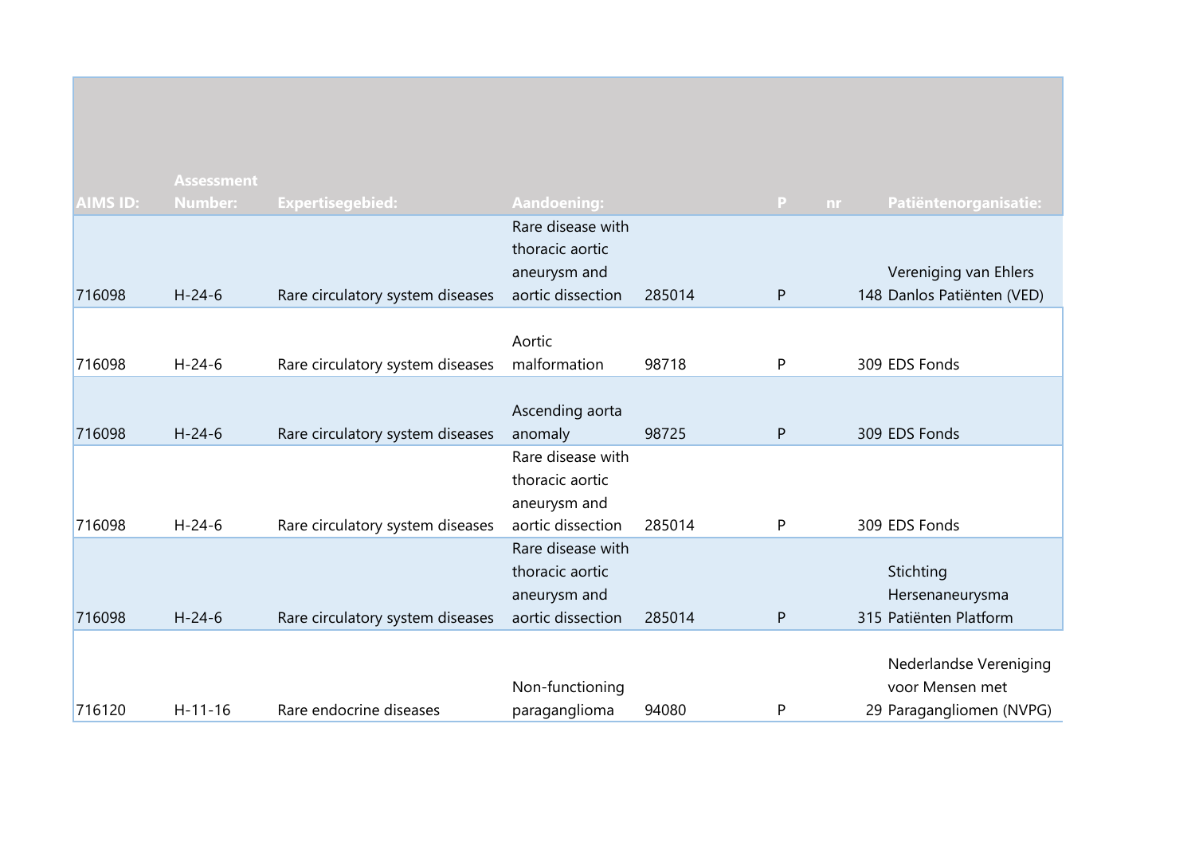| AIMS ID: | Assessment Number: | Expertisegebied: | Aandoening: | | P | nr | Patiëntenorganisatie: |
|---|---|---|---|---|---|---|---|
| 716098 | H-24-6 | Rare circulatory system diseases | Rare disease with thoracic aortic aneurysm and aortic dissection | 285014 | P | 148 | Vereniging van Ehlers Danlos Patiënten (VED) |
| 716098 | H-24-6 | Rare circulatory system diseases | Aortic malformation | 98718 | P | 309 | EDS Fonds |
| 716098 | H-24-6 | Rare circulatory system diseases | Ascending aorta anomaly | 98725 | P | 309 | EDS Fonds |
| 716098 | H-24-6 | Rare circulatory system diseases | Rare disease with thoracic aortic aneurysm and aortic dissection | 285014 | P | 309 | EDS Fonds |
| 716098 | H-24-6 | Rare circulatory system diseases | Rare disease with thoracic aortic aneurysm and aortic dissection | 285014 | P | 315 | Stichting Hersenaneurysma Patiënten Platform |
| 716120 | H-11-16 | Rare endocrine diseases | Non-functioning paraganglioma | 94080 | P | 29 | Nederlandse Vereniging voor Mensen met Paragangliomen (NVPG) |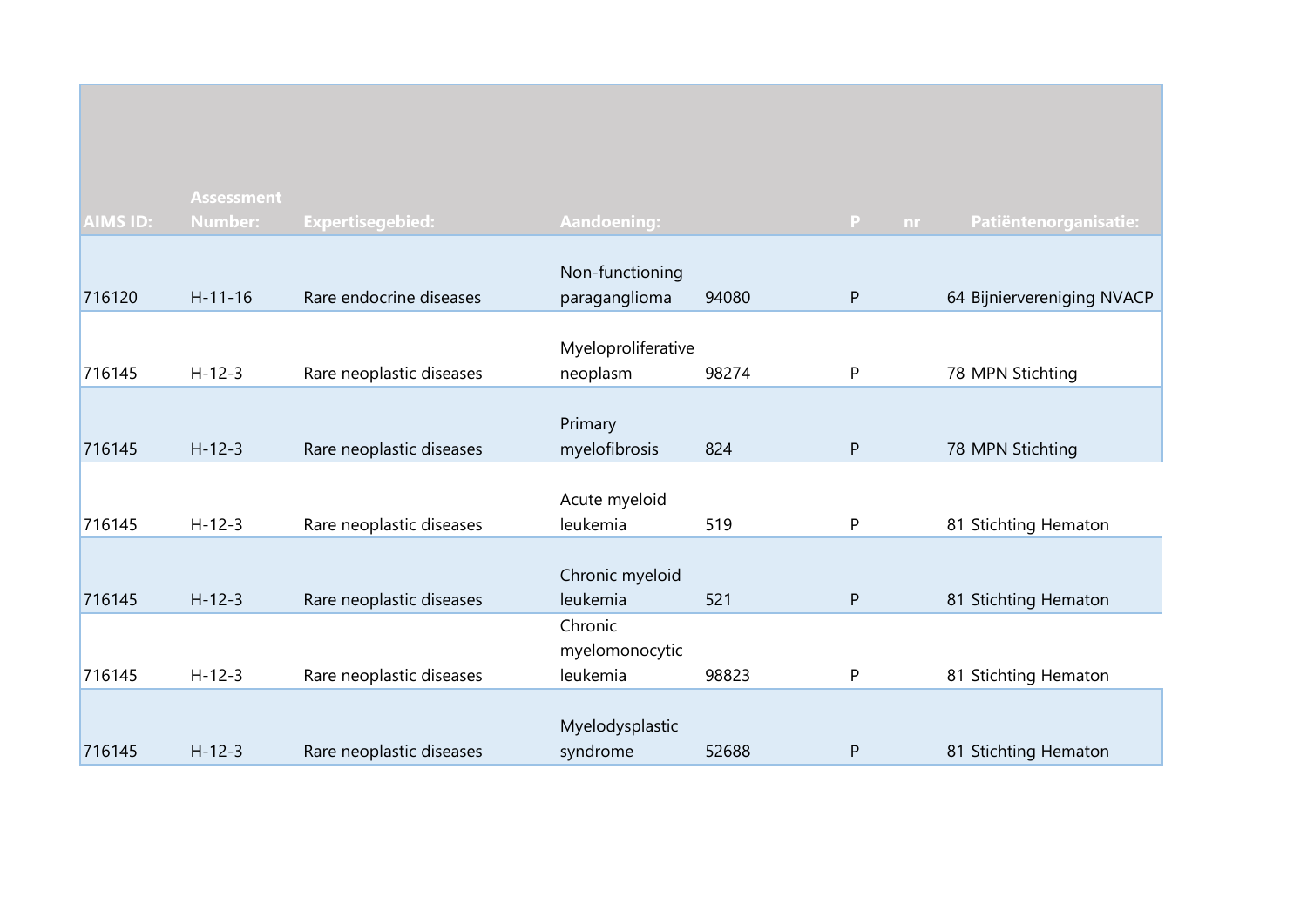| AIMS ID: | Assessment Number: | Expertisegebied: | Aandoening: | | P | nr | Patiëntenorganisatie: |
|---|---|---|---|---|---|---|---|
| 716120 | H-11-16 | Rare endocrine diseases | Non-functioning paraganglioma | 94080 | P | 64 | Bijniervereniging NVACP |
| 716145 | H-12-3 | Rare neoplastic diseases | Myeloproliferative neoplasm | 98274 | P | 78 | MPN Stichting |
| 716145 | H-12-3 | Rare neoplastic diseases | Primary myelofibrosis | 824 | P | 78 | MPN Stichting |
| 716145 | H-12-3 | Rare neoplastic diseases | Acute myeloid leukemia | 519 | P | 81 | Stichting Hematon |
| 716145 | H-12-3 | Rare neoplastic diseases | Chronic myeloid leukemia | 521 | P | 81 | Stichting Hematon |
| 716145 | H-12-3 | Rare neoplastic diseases | Chronic myelomonocytic leukemia | 98823 | P | 81 | Stichting Hematon |
| 716145 | H-12-3 | Rare neoplastic diseases | Myelodysplastic syndrome | 52688 | P | 81 | Stichting Hematon |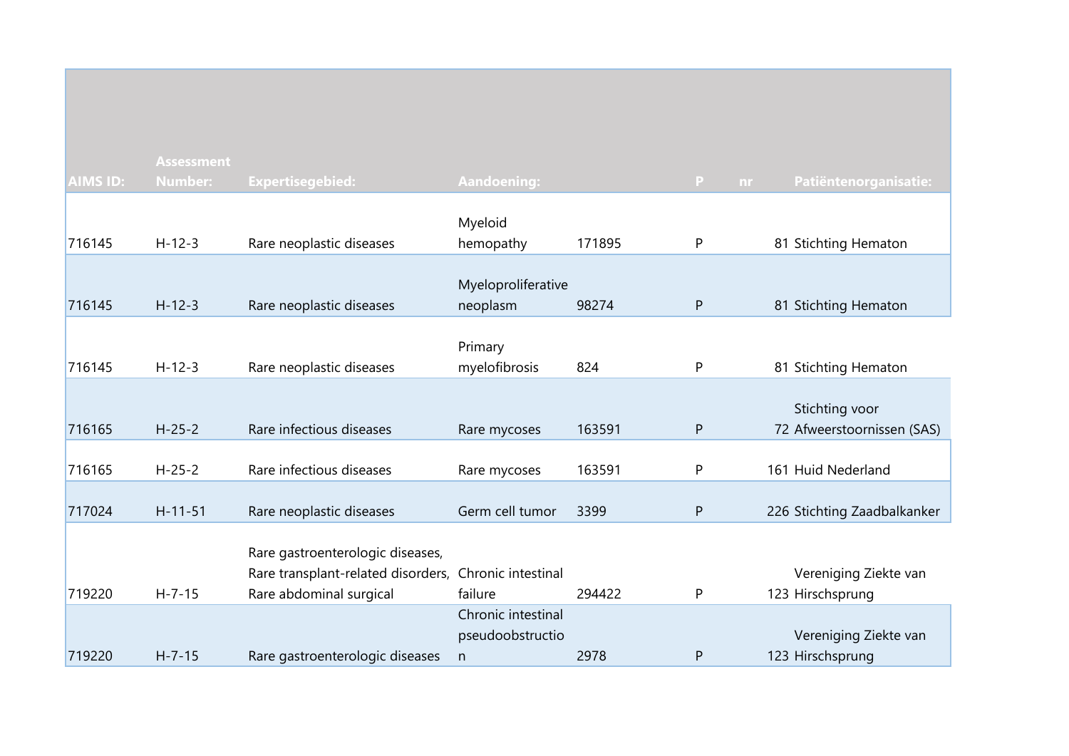| AIMS ID: | Assessment Number: | Expertisegebied: | Aandoening: | | P | nr | Patiëntenorganisatie: |
|---|---|---|---|---|---|---|---|
| 716145 | H-12-3 | Rare neoplastic diseases | Myeloid hemopathy | 171895 | P | 81 | Stichting Hematon |
| 716145 | H-12-3 | Rare neoplastic diseases | Myeloproliferative neoplasm | 98274 | P | 81 | Stichting Hematon |
| 716145 | H-12-3 | Rare neoplastic diseases | Primary myelofibrosis | 824 | P | 81 | Stichting Hematon |
| 716165 | H-25-2 | Rare infectious diseases | Rare mycoses | 163591 | P | 72 | Stichting voor Afweerstoornissen (SAS) |
| 716165 | H-25-2 | Rare infectious diseases | Rare mycoses | 163591 | P | 161 | Huid Nederland |
| 717024 | H-11-51 | Rare neoplastic diseases | Germ cell tumor | 3399 | P | 226 | Stichting Zaadbalkanker |
| 719220 | H-7-15 | Rare gastroenterologic diseases, Rare transplant-related disorders, Rare abdominal surgical | Chronic intestinal failure | 294422 | P | 123 | Vereniging Ziekte van Hirschsprung |
| 719220 | H-7-15 | Rare gastroenterologic diseases | Chronic intestinal pseudoobstruction | 2978 | P | 123 | Vereniging Ziekte van Hirschsprung |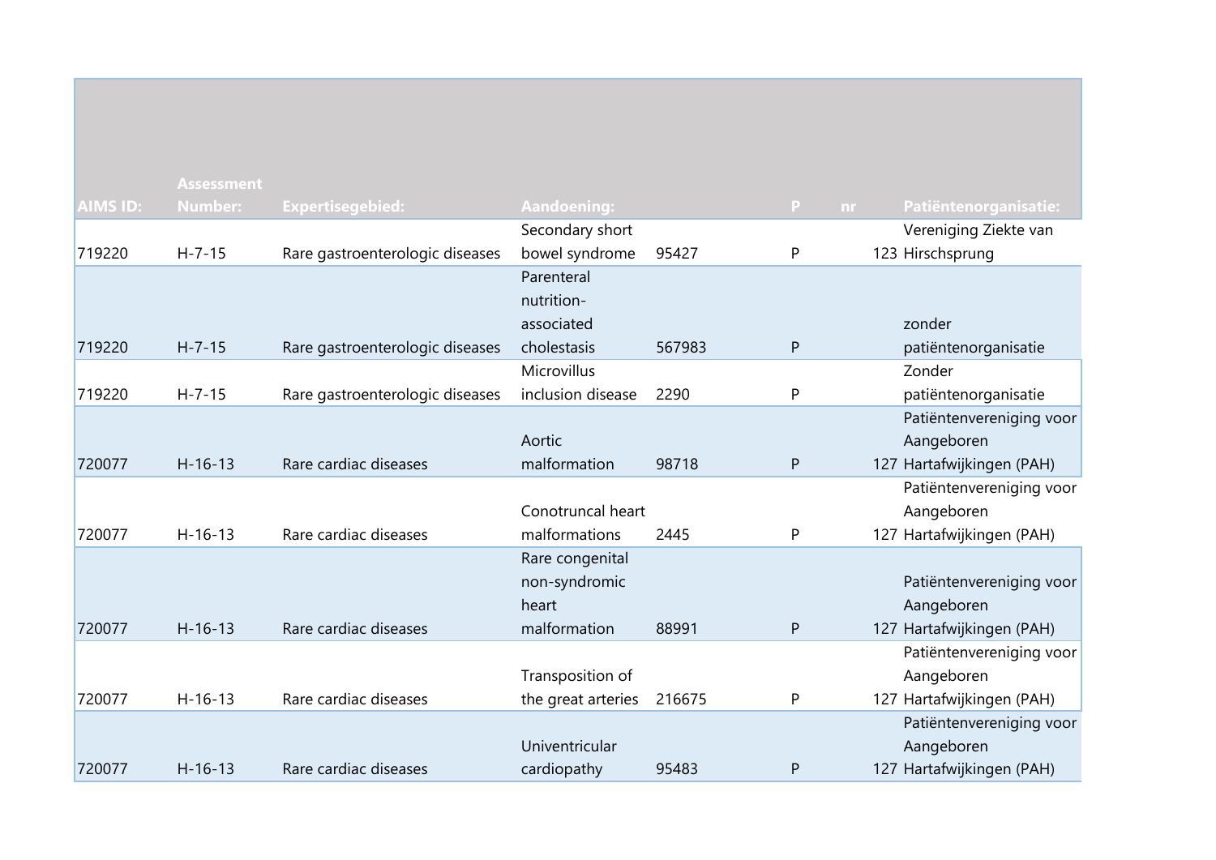| AIMS ID: | Assessment Number: | Expertisegebied: | Aandoening: | | P | nr | Patiëntenorganisatie: |
|---|---|---|---|---|---|---|---|
| 719220 | H-7-15 | Rare gastroenterologic diseases | Secondary short bowel syndrome | 95427 | P | 123 | Vereniging Ziekte van Hirschsprung |
| 719220 | H-7-15 | Rare gastroenterologic diseases | Parenteral nutrition-associated cholestasis | 567983 | P | | zonder patiëntenorganisatie |
| 719220 | H-7-15 | Rare gastroenterologic diseases | Microvillus inclusion disease | 2290 | P | | Zonder patiëntenorganisatie |
| 720077 | H-16-13 | Rare cardiac diseases | Aortic malformation | 98718 | P | 127 | Patiëntenvereniging voor Aangeboren Hartafwijkingen (PAH) |
| 720077 | H-16-13 | Rare cardiac diseases | Conotruncal heart malformations | 2445 | P | 127 | Patiëntenvereniging voor Aangeboren Hartafwijkingen (PAH) |
| 720077 | H-16-13 | Rare cardiac diseases | Rare congenital non-syndromic heart malformation | 88991 | P | 127 | Patiëntenvereniging voor Aangeboren Hartafwijkingen (PAH) |
| 720077 | H-16-13 | Rare cardiac diseases | Transposition of the great arteries | 216675 | P | 127 | Patiëntenvereniging voor Aangeboren Hartafwijkingen (PAH) |
| 720077 | H-16-13 | Rare cardiac diseases | Univentricular cardiopathy | 95483 | P | 127 | Patiëntenvereniging voor Aangeboren Hartafwijkingen (PAH) |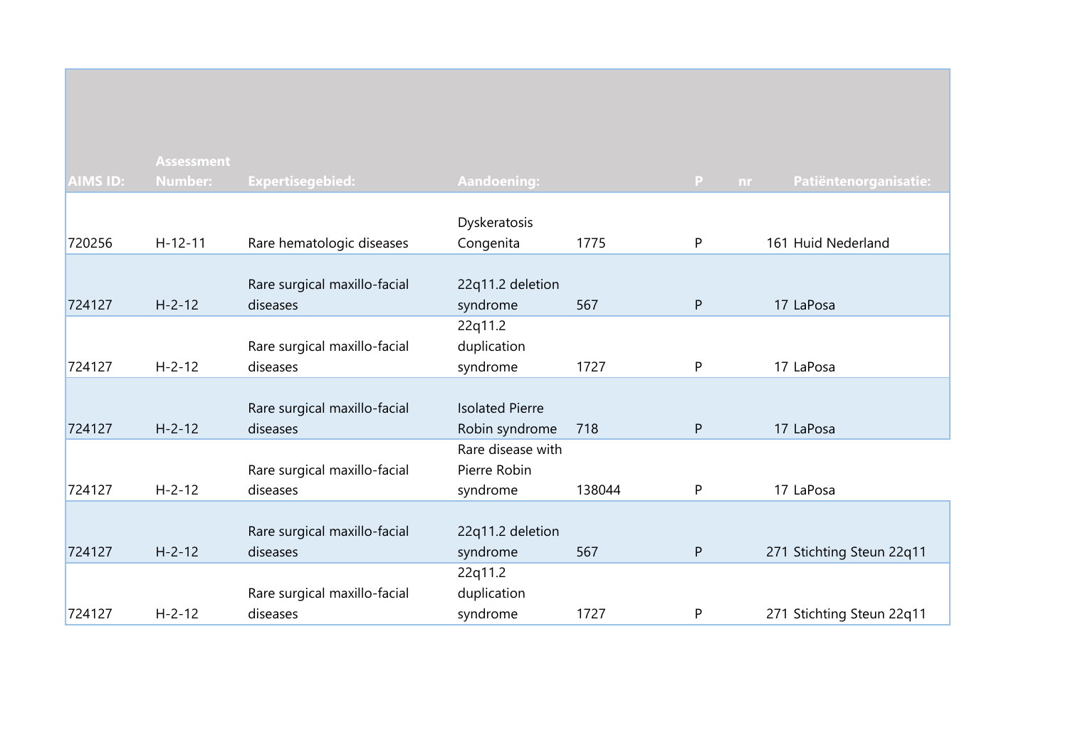| AIMS ID: | Assessment Number: | Expertisegebied: | Aandoening: | | P | nr | Patiëntenorganisatie: |
|---|---|---|---|---|---|---|---|
| 720256 | H-12-11 | Rare hematologic diseases | Dyskeratosis Congenita | 1775 | P | 161 | Huid Nederland |
| 724127 | H-2-12 | Rare surgical maxillo-facial diseases | 22q11.2 deletion syndrome | 567 | P | 17 | LaPosa |
| 724127 | H-2-12 | Rare surgical maxillo-facial diseases | 22q11.2 duplication syndrome | 1727 | P | 17 | LaPosa |
| 724127 | H-2-12 | Rare surgical maxillo-facial diseases | Isolated Pierre Robin syndrome | 718 | P | 17 | LaPosa |
| 724127 | H-2-12 | Rare surgical maxillo-facial diseases | Rare disease with Pierre Robin syndrome | 138044 | P | 17 | LaPosa |
| 724127 | H-2-12 | Rare surgical maxillo-facial diseases | 22q11.2 deletion syndrome | 567 | P | 271 | Stichting Steun 22q11 |
| 724127 | H-2-12 | Rare surgical maxillo-facial diseases | 22q11.2 duplication syndrome | 1727 | P | 271 | Stichting Steun 22q11 |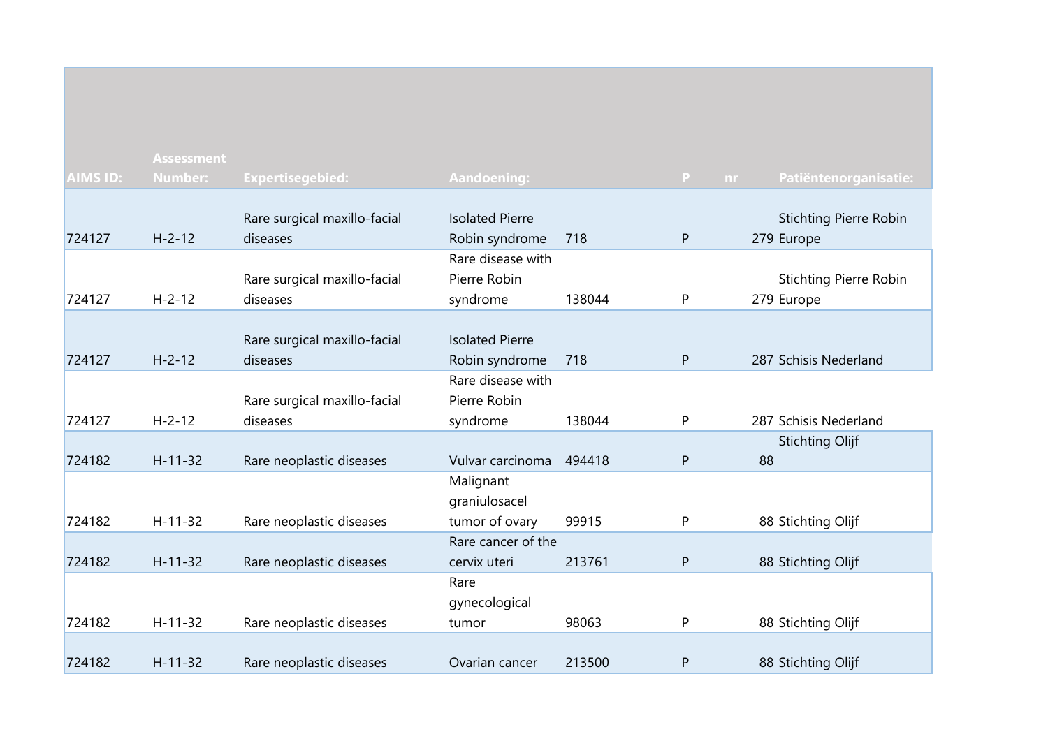| AIMS ID: | Assessment Number: | Expertisegebied: | Aandoening: | | P | nr | Patiëntenorganisatie: |
|---|---|---|---|---|---|---|---|
| 724127 | H-2-12 | Rare surgical maxillo-facial diseases | Isolated Pierre Robin syndrome | 718 | P | 279 | Stichting Pierre Robin Europe |
| 724127 | H-2-12 | Rare surgical maxillo-facial diseases | Rare disease with Pierre Robin syndrome | 138044 | P | 279 | Stichting Pierre Robin Europe |
| 724127 | H-2-12 | Rare surgical maxillo-facial diseases | Isolated Pierre Robin syndrome | 718 | P | 287 | Schisis Nederland |
| 724127 | H-2-12 | Rare surgical maxillo-facial diseases | Rare disease with Pierre Robin syndrome | 138044 | P | 287 | Schisis Nederland |
| 724182 | H-11-32 | Rare neoplastic diseases | Vulvar carcinoma | 494418 | P | 88 | Stichting Olijf |
| 724182 | H-11-32 | Rare neoplastic diseases | Malignant graniulosacel tumor of ovary | 99915 | P | 88 | Stichting Olijf |
| 724182 | H-11-32 | Rare neoplastic diseases | Rare cancer of the cervix uteri | 213761 | P | 88 | Stichting Olijf |
| 724182 | H-11-32 | Rare neoplastic diseases | Rare gynecological tumor | 98063 | P | 88 | Stichting Olijf |
| 724182 | H-11-32 | Rare neoplastic diseases | Ovarian cancer | 213500 | P | 88 | Stichting Olijf |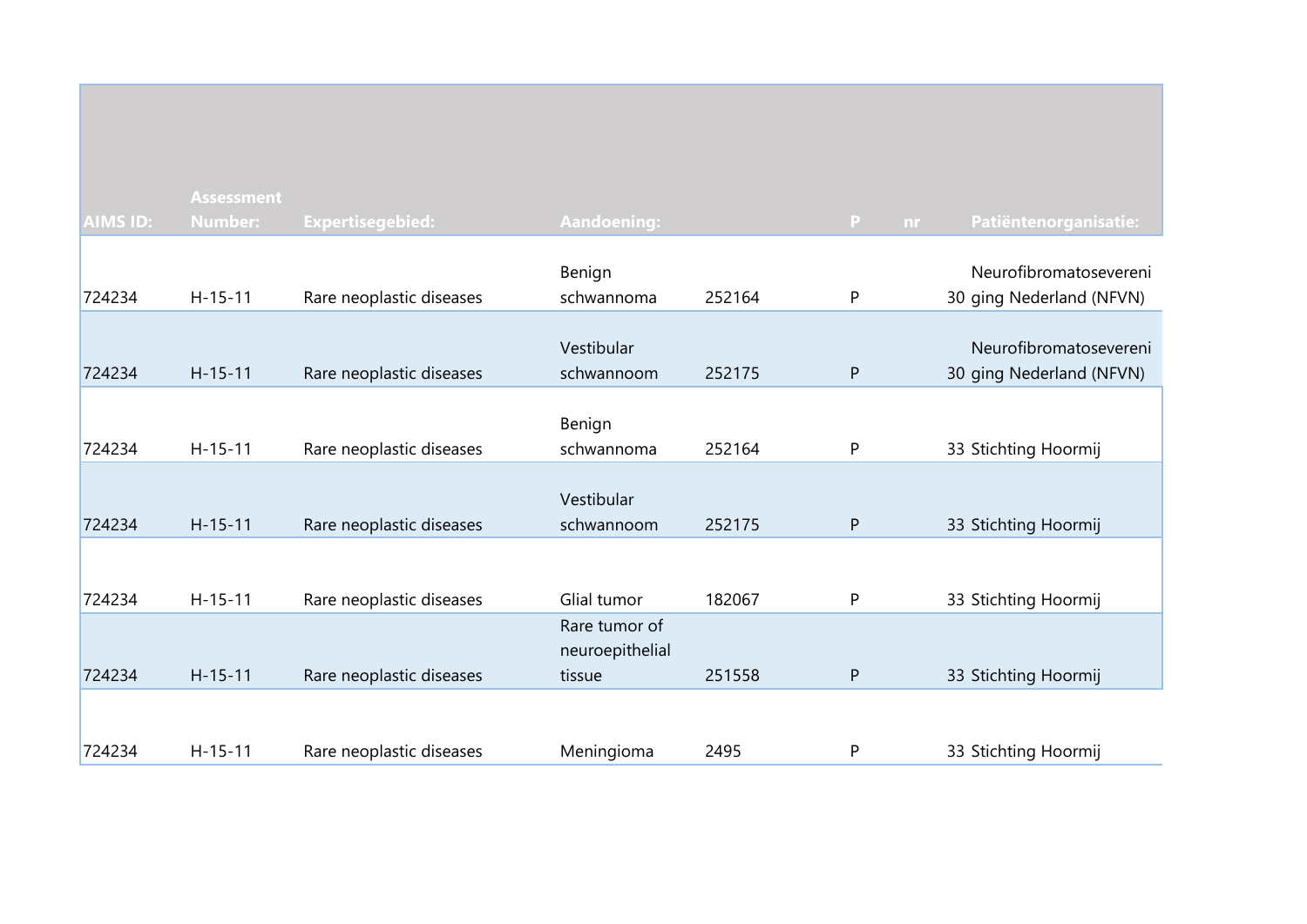| AIMS ID: | Assessment Number: | Expertisegebied: | Aandoening: | | P | nr | Patiëntenorganisatie: |
|---|---|---|---|---|---|---|---|
| 724234 | H-15-11 | Rare neoplastic diseases | Benign schwannoma | 252164 | P | 30 | Neurofibromatosevereniging Nederland (NFVN) |
| 724234 | H-15-11 | Rare neoplastic diseases | Vestibular schwannoom | 252175 | P | 30 | Neurofibromatosevereniging Nederland (NFVN) |
| 724234 | H-15-11 | Rare neoplastic diseases | Benign schwannoma | 252164 | P | 33 | Stichting Hoormij |
| 724234 | H-15-11 | Rare neoplastic diseases | Vestibular schwannoom | 252175 | P | 33 | Stichting Hoormij |
| 724234 | H-15-11 | Rare neoplastic diseases | Glial tumor | 182067 | P | 33 | Stichting Hoormij |
| 724234 | H-15-11 | Rare neoplastic diseases | Rare tumor of neuroepithelial tissue | 251558 | P | 33 | Stichting Hoormij |
| 724234 | H-15-11 | Rare neoplastic diseases | Meningioma | 2495 | P | 33 | Stichting Hoormij |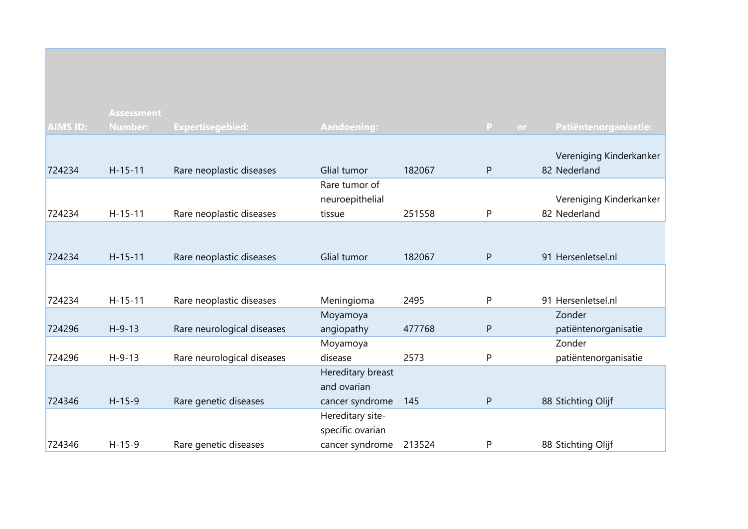| AIMS ID: | Assessment Number: | Expertisegebied: | Aandoening: | | P | nr | Patiëntenorganisatie: |
|---|---|---|---|---|---|---|---|
| 724234 | H-15-11 | Rare neoplastic diseases | Glial tumor | 182067 | P | 82 | Vereniging Kinderkanker Nederland |
| 724234 | H-15-11 | Rare neoplastic diseases | Rare tumor of neuroepithelial tissue | 251558 | P | 82 | Vereniging Kinderkanker Nederland |
| 724234 | H-15-11 | Rare neoplastic diseases | Glial tumor | 182067 | P | 91 | Hersenletsel.nl |
| 724234 | H-15-11 | Rare neoplastic diseases | Meningioma | 2495 | P | 91 | Hersenletsel.nl |
| 724296 | H-9-13 | Rare neurological diseases | Moyamoya angiopathy | 477768 | P | | Zonder patiëntenorganisatie |
| 724296 | H-9-13 | Rare neurological diseases | Moyamoya disease | 2573 | P | | Zonder patiëntenorganisatie |
| 724346 | H-15-9 | Rare genetic diseases | Hereditary breast and ovarian cancer syndrome | 145 | P | 88 | Stichting Olijf |
| 724346 | H-15-9 | Rare genetic diseases | Hereditary site-specific ovarian cancer syndrome | 213524 | P | 88 | Stichting Olijf |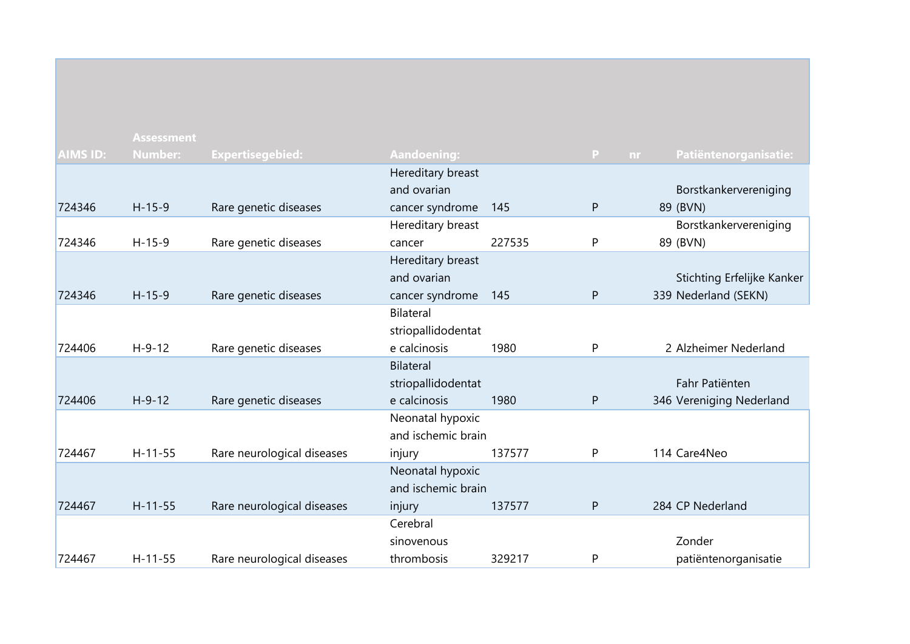| AIMS ID: | Assessment Number: | Expertisegebied: | Aandoening: | | P | nr | Patiëntenorganisatie: |
|---|---|---|---|---|---|---|---|
| 724346 | H-15-9 | Rare genetic diseases | Hereditary breast and ovarian cancer syndrome | 145 | P | 89 | Borstkankervereniging (BVN) |
| 724346 | H-15-9 | Rare genetic diseases | Hereditary breast cancer | 227535 | P | 89 | Borstkankervereniging (BVN) |
| 724346 | H-15-9 | Rare genetic diseases | Hereditary breast and ovarian cancer syndrome | 145 | P | 339 | Stichting Erfelijke Kanker Nederland (SEKN) |
| 724406 | H-9-12 | Rare genetic diseases | Bilateral striopallidodentate calcinosis | 1980 | P | 2 | Alzheimer Nederland |
| 724406 | H-9-12 | Rare genetic diseases | Bilateral striopallidodentate calcinosis | 1980 | P | 346 | Fahr Patiënten Vereniging Nederland |
| 724467 | H-11-55 | Rare neurological diseases | Neonatal hypoxic and ischemic brain injury | 137577 | P | 114 | Care4Neo |
| 724467 | H-11-55 | Rare neurological diseases | Neonatal hypoxic and ischemic brain injury | 137577 | P | 284 | CP Nederland |
| 724467 | H-11-55 | Rare neurological diseases | Cerebral sinovenous thrombosis | 329217 | P | | Zonder patiëntenorganisatie |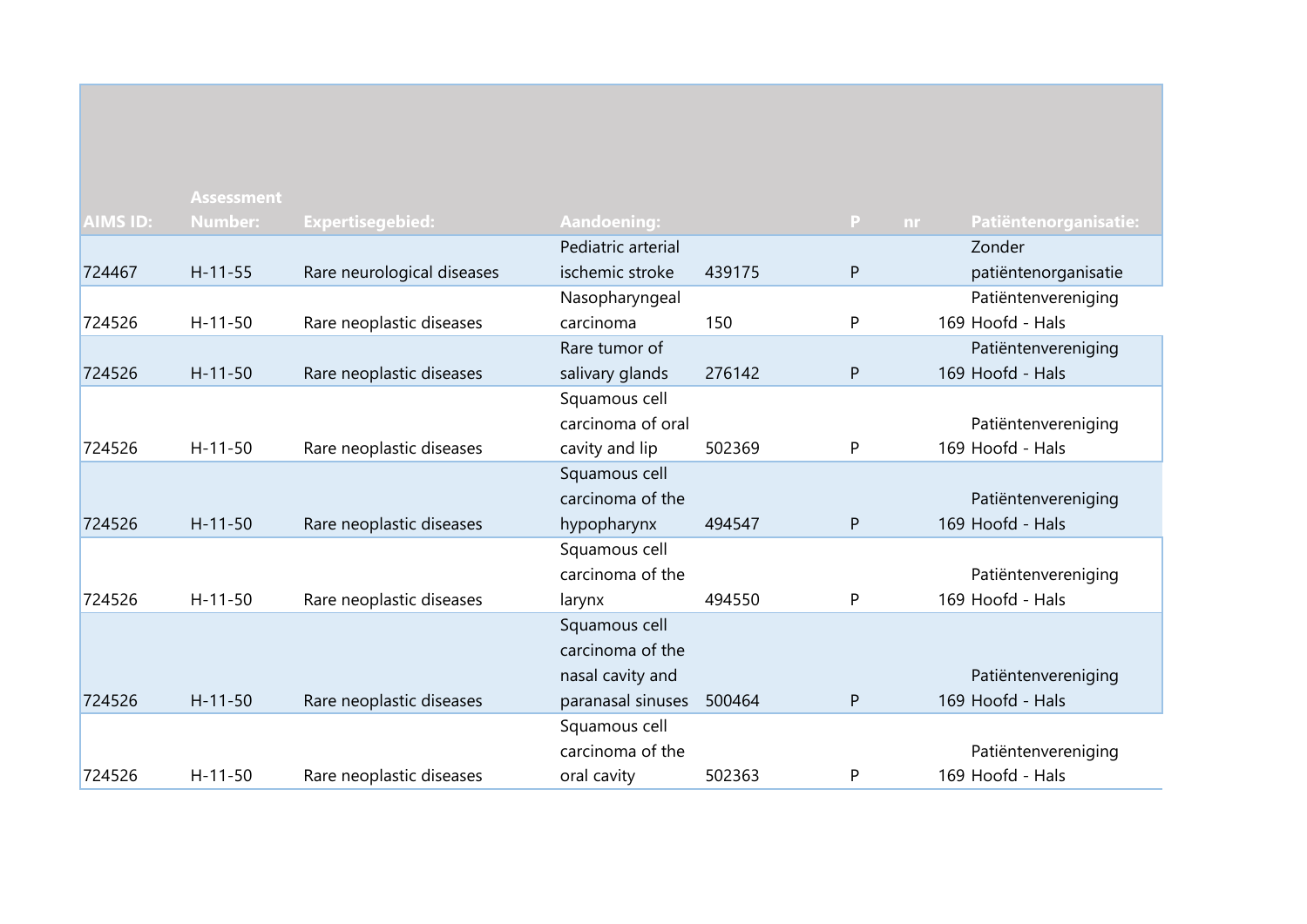| AIMS ID: | Assessment Number: | Expertisegebied: | Aandoening: | | P | nr | Patiëntenorganisatie: |
|---|---|---|---|---|---|---|---|
| 724467 | H-11-55 | Rare neurological diseases | Pediatric arterial ischemic stroke | 439175 | P | | Zonder patiëntenorganisatie |
| 724526 | H-11-50 | Rare neoplastic diseases | Nasopharyngeal carcinoma | 150 | P | 169 | Patiëntenvereniging Hoofd - Hals |
| 724526 | H-11-50 | Rare neoplastic diseases | Rare tumor of salivary glands | 276142 | P | 169 | Patiëntenvereniging Hoofd - Hals |
| 724526 | H-11-50 | Rare neoplastic diseases | Squamous cell carcinoma of oral cavity and lip | 502369 | P | 169 | Patiëntenvereniging Hoofd - Hals |
| 724526 | H-11-50 | Rare neoplastic diseases | Squamous cell carcinoma of the hypopharynx | 494547 | P | 169 | Patiëntenvereniging Hoofd - Hals |
| 724526 | H-11-50 | Rare neoplastic diseases | Squamous cell carcinoma of the larynx | 494550 | P | 169 | Patiëntenvereniging Hoofd - Hals |
| 724526 | H-11-50 | Rare neoplastic diseases | Squamous cell carcinoma of the nasal cavity and paranasal sinuses | 500464 | P | 169 | Patiëntenvereniging Hoofd - Hals |
| 724526 | H-11-50 | Rare neoplastic diseases | Squamous cell carcinoma of the oral cavity | 502363 | P | 169 | Patiëntenvereniging Hoofd - Hals |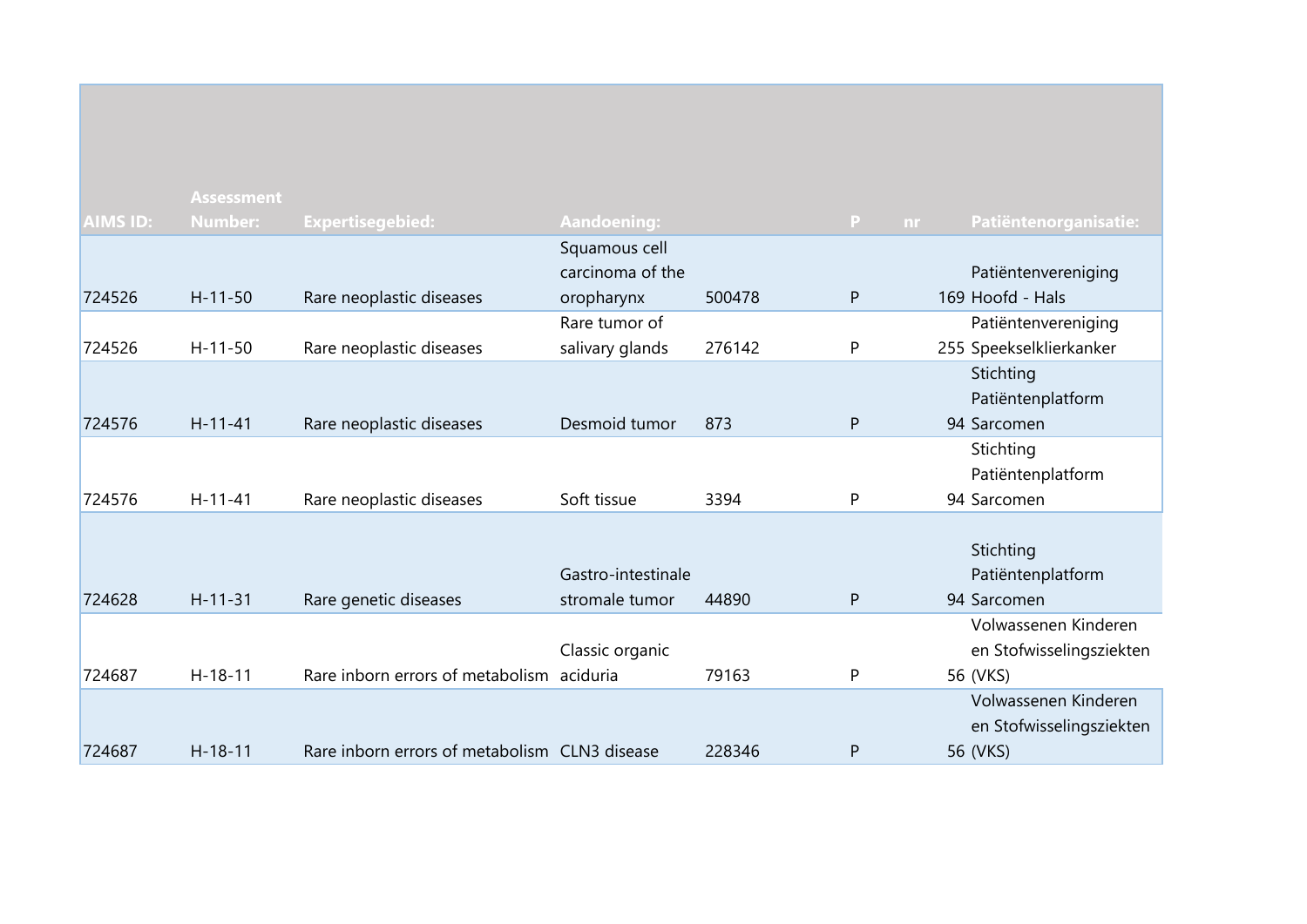| AIMS ID: | Assessment Number: | Expertisegebied: | Aandoening: | | P | nr | Patiëntenorganisatie: |
|---|---|---|---|---|---|---|---|
| 724526 | H-11-50 | Rare neoplastic diseases | Squamous cell carcinoma of the oropharynx | 500478 | P | 169 | Patiëntenvereniging Hoofd - Hals |
| 724526 | H-11-50 | Rare neoplastic diseases | Rare tumor of salivary glands | 276142 | P | 255 | Patiëntenvereniging Speekselklierkanker |
| 724576 | H-11-41 | Rare neoplastic diseases | Desmoid tumor | 873 | P | 94 | Stichting Patiëntenplatform Sarcomen |
| 724576 | H-11-41 | Rare neoplastic diseases | Soft tissue | 3394 | P | 94 | Stichting Patiëntenplatform Sarcomen |
| 724628 | H-11-31 | Rare genetic diseases | Gastro-intestinale stromale tumor | 44890 | P | 94 | Stichting Patiëntenplatform Sarcomen |
| 724687 | H-18-11 | Rare inborn errors of metabolism | Classic organic aciduria | 79163 | P | 56 | Volwassenen Kinderen en Stofwisselingsziekten (VKS) |
| 724687 | H-18-11 | Rare inborn errors of metabolism | CLN3 disease | 228346 | P | 56 | Volwassenen Kinderen en Stofwisselingsziekten (VKS) |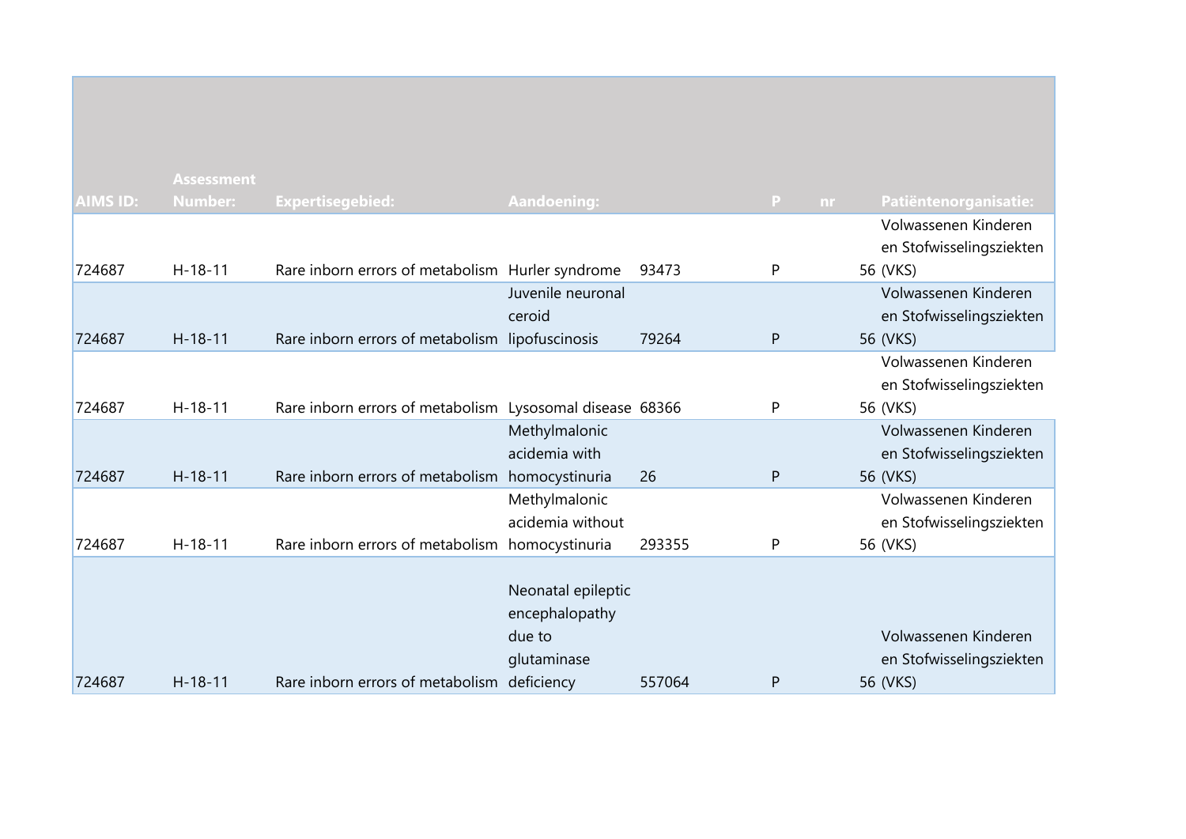| AIMS ID: | Assessment Number: | Expertisegebied: | Aandoening: | | P | nr | Patiëntenorganisatie: |
|---|---|---|---|---|---|---|---|
| 724687 | H-18-11 | Rare inborn errors of metabolism | Hurler syndrome | 93473 | P | 56 | Volwassenen Kinderen en Stofwisselingsziekten (VKS) |
| 724687 | H-18-11 | Rare inborn errors of metabolism | Juvenile neuronal ceroid lipofuscinosis | 79264 | P | 56 | Volwassenen Kinderen en Stofwisselingsziekten (VKS) |
| 724687 | H-18-11 | Rare inborn errors of metabolism | Lysosomal disease | 68366 | P | 56 | Volwassenen Kinderen en Stofwisselingsziekten (VKS) |
| 724687 | H-18-11 | Rare inborn errors of metabolism | Methylmalonic acidemia with homocystinuria | 26 | P | 56 | Volwassenen Kinderen en Stofwisselingsziekten (VKS) |
| 724687 | H-18-11 | Rare inborn errors of metabolism | Methylmalonic acidemia without homocystinuria | 293355 | P | 56 | Volwassenen Kinderen en Stofwisselingsziekten (VKS) |
| 724687 | H-18-11 | Rare inborn errors of metabolism | Neonatal epileptic encephalopathy due to glutaminase deficiency | 557064 | P | 56 | Volwassenen Kinderen en Stofwisselingsziekten (VKS) |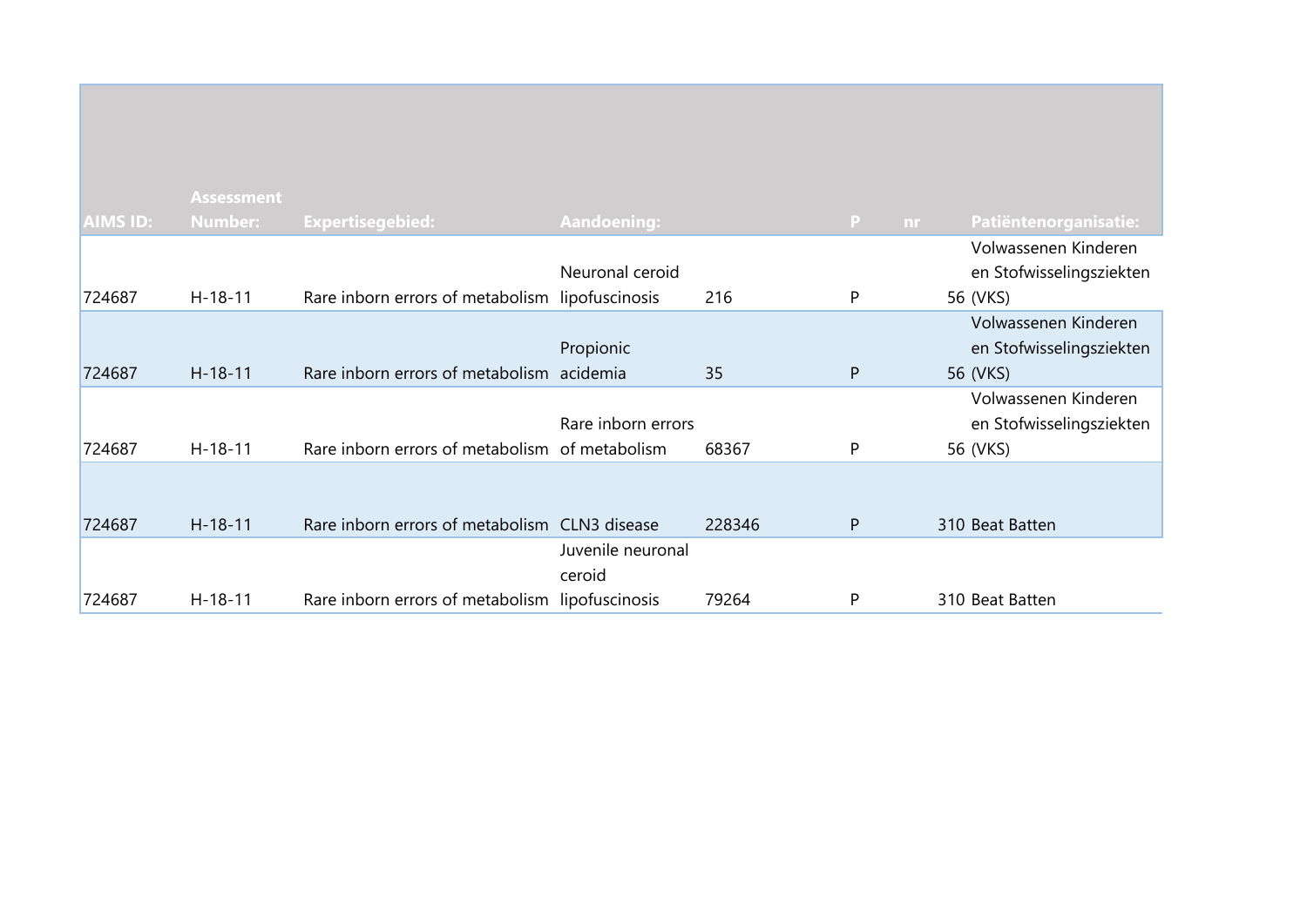| AIMS ID: | Assessment Number: | Expertisegebied: | Aandoening: | | P | nr | Patiëntenorganisatie: |
|---|---|---|---|---|---|---|---|
| 724687 | H-18-11 | Rare inborn errors of metabolism | Neuronal ceroid lipofuscinosis | 216 | P | 56 | Volwassenen Kinderen en Stofwisselingsziekten (VKS) |
| 724687 | H-18-11 | Rare inborn errors of metabolism | Propionic acidemia | 35 | P | 56 | Volwassenen Kinderen en Stofwisselingsziekten (VKS) |
| 724687 | H-18-11 | Rare inborn errors of metabolism | Rare inborn errors of metabolism | 68367 | P | 56 | Volwassenen Kinderen en Stofwisselingsziekten (VKS) |
| 724687 | H-18-11 | Rare inborn errors of metabolism | CLN3 disease | 228346 | P | 310 | Beat Batten |
| 724687 | H-18-11 | Rare inborn errors of metabolism | Juvenile neuronal ceroid lipofuscinosis | 79264 | P | 310 | Beat Batten |